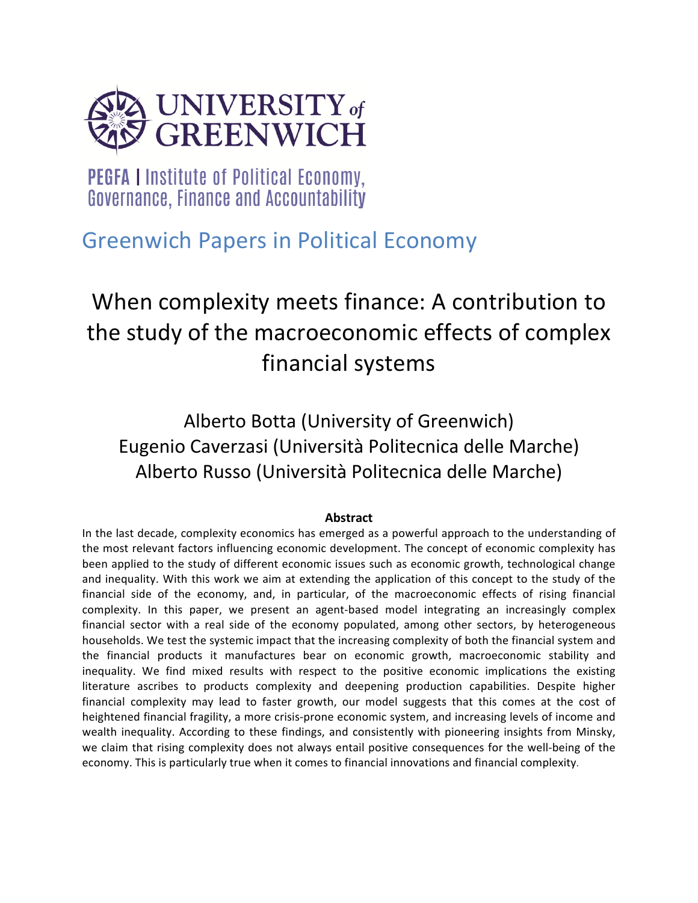UNIVERSITY of GREENWICH

PEGFA | Institute of Political Economy, Governance, Finance and Accountability

Greenwich Papers in Political Economy

# When complexity meets finance: A contribution to the study of the macroeconomic effects of complex financial systems

Alberto Botta (University of Greenwich)
Eugenio Caverzasi (Università Politecnica delle Marche)
Alberto Russo (Università Politecnica delle Marche)

**Abstract**

In the last decade, complexity economics has emerged as a powerful approach to the understanding of the most relevant factors influencing economic development. The concept of economic complexity has been applied to the study of different economic issues such as economic growth, technological change and inequality. With this work we aim at extending the application of this concept to the study of the financial side of the economy, and, in particular, of the macroeconomic effects of rising financial complexity. In this paper, we present an agent-based model integrating an increasingly complex financial sector with a real side of the economy populated, among other sectors, by heterogeneous households. We test the systemic impact that the increasing complexity of both the financial system and the financial products it manufactures bear on economic growth, macroeconomic stability and inequality. We find mixed results with respect to the positive economic implications the existing literature ascribes to products complexity and deepening production capabilities. Despite higher financial complexity may lead to faster growth, our model suggests that this comes at the cost of heightened financial fragility, a more crisis-prone economic system, and increasing levels of income and wealth inequality. According to these findings, and consistently with pioneering insights from Minsky, we claim that rising complexity does not always entail positive consequences for the well-being of the economy. This is particularly true when it comes to financial innovations and financial complexity.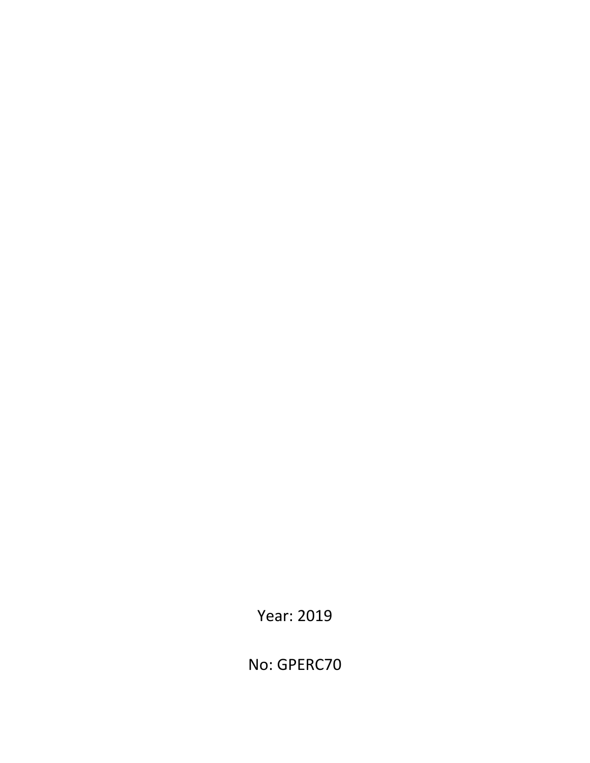Year: 2019

No: GPERC70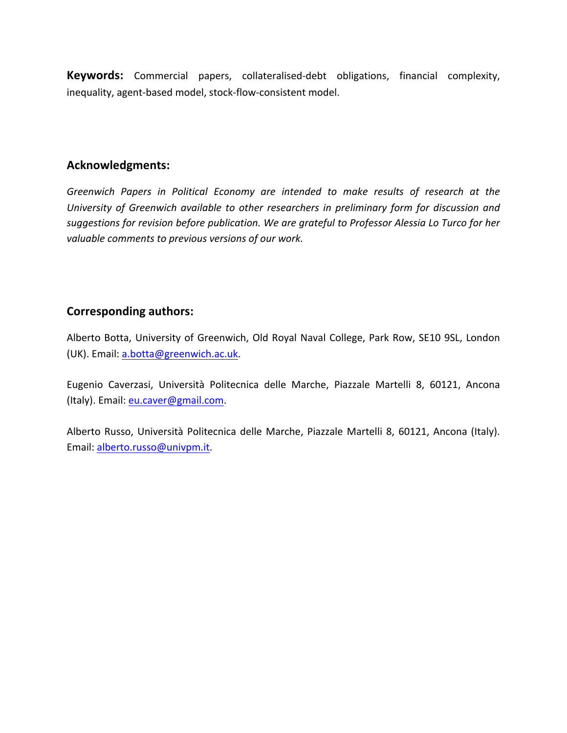**Keywords:** Commercial papers, collateralised-debt obligations, financial complexity, inequality, agent-based model, stock-flow-consistent model.

## Acknowledgments:

*Greenwich Papers in Political Economy are intended to make results of research at the University of Greenwich available to other researchers in preliminary form for discussion and suggestions for revision before publication. We are grateful to Professor Alessia Lo Turco for her valuable comments to previous versions of our work.*

## Corresponding authors:

Alberto Botta, University of Greenwich, Old Royal Naval College, Park Row, SE10 9SL, London (UK). Email: a.botta@greenwich.ac.uk.

Eugenio Caverzasi, Università Politecnica delle Marche, Piazzale Martelli 8, 60121, Ancona (Italy). Email: eu.caver@gmail.com.

Alberto Russo, Università Politecnica delle Marche, Piazzale Martelli 8, 60121, Ancona (Italy). Email: alberto.russo@univpm.it.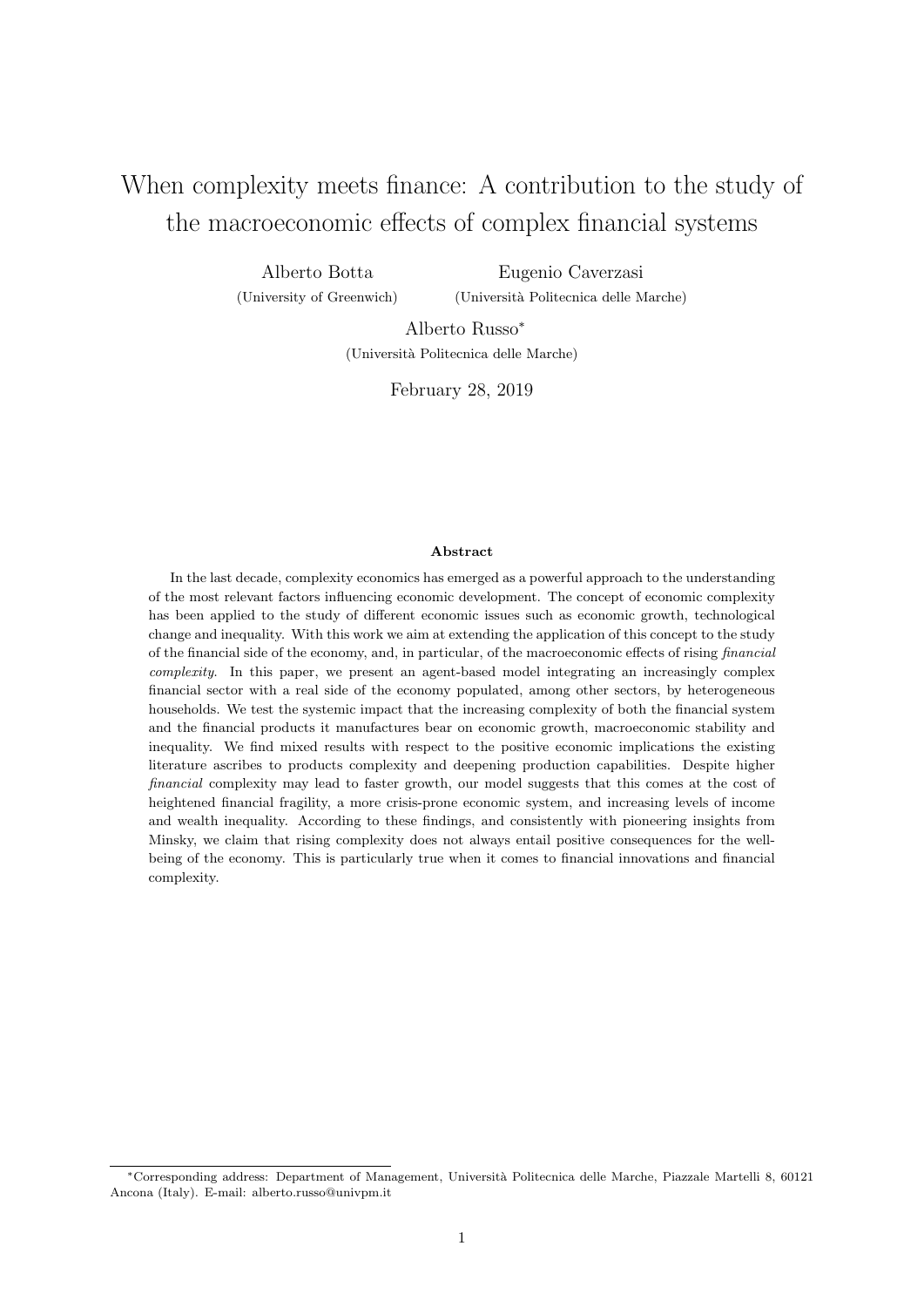# When complexity meets finance: A contribution to the study of the macroeconomic effects of complex financial systems

Alberto Botta (University of Greenwich)

Eugenio Caverzasi (Università Politecnica delle Marche)

Alberto Russo* (Università Politecnica delle Marche)

February 28, 2019

### Abstract

In the last decade, complexity economics has emerged as a powerful approach to the understanding of the most relevant factors influencing economic development. The concept of economic complexity has been applied to the study of different economic issues such as economic growth, technological change and inequality. With this work we aim at extending the application of this concept to the study of the financial side of the economy, and, in particular, of the macroeconomic effects of rising *financial complexity*. In this paper, we present an agent-based model integrating an increasingly complex financial sector with a real side of the economy populated, among other sectors, by heterogeneous households. We test the systemic impact that the increasing complexity of both the financial system and the financial products it manufactures bear on economic growth, macroeconomic stability and inequality. We find mixed results with respect to the positive economic implications the existing literature ascribes to products complexity and deepening production capabilities. Despite higher *financial* complexity may lead to faster growth, our model suggests that this comes at the cost of heightened financial fragility, a more crisis-prone economic system, and increasing levels of income and wealth inequality. According to these findings, and consistently with pioneering insights from Minsky, we claim that rising complexity does not always entail positive consequences for the well-being of the economy. This is particularly true when it comes to financial innovations and financial complexity.

*Corresponding address: Department of Management, Università Politecnica delle Marche, Piazzale Martelli 8, 60121 Ancona (Italy). E-mail: alberto.russo@univpm.it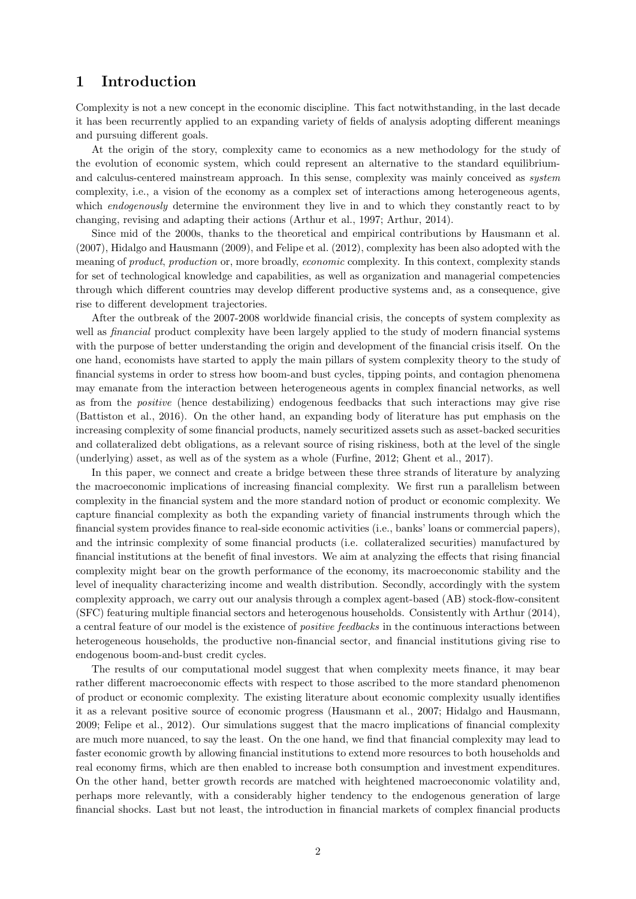# 1 Introduction

Complexity is not a new concept in the economic discipline. This fact notwithstanding, in the last decade it has been recurrently applied to an expanding variety of fields of analysis adopting different meanings and pursuing different goals.

At the origin of the story, complexity came to economics as a new methodology for the study of the evolution of economic system, which could represent an alternative to the standard equilibrium- and calculus-centered mainstream approach. In this sense, complexity was mainly conceived as *system* complexity, i.e., a vision of the economy as a complex set of interactions among heterogeneous agents, which *endogenously* determine the environment they live in and to which they constantly react to by changing, revising and adapting their actions (Arthur et al., 1997; Arthur, 2014).

Since mid of the 2000s, thanks to the theoretical and empirical contributions by Hausmann et al. (2007), Hidalgo and Hausmann (2009), and Felipe et al. (2012), complexity has been also adopted with the meaning of *product*, *production* or, more broadly, *economic* complexity. In this context, complexity stands for set of technological knowledge and capabilities, as well as organization and managerial competencies through which different countries may develop different productive systems and, as a consequence, give rise to different development trajectories.

After the outbreak of the 2007-2008 worldwide financial crisis, the concepts of system complexity as well as *financial* product complexity have been largely applied to the study of modern financial systems with the purpose of better understanding the origin and development of the financial crisis itself. On the one hand, economists have started to apply the main pillars of system complexity theory to the study of financial systems in order to stress how boom-and bust cycles, tipping points, and contagion phenomena may emanate from the interaction between heterogeneous agents in complex financial networks, as well as from the *positive* (hence destabilizing) endogenous feedbacks that such interactions may give rise (Battiston et al., 2016). On the other hand, an expanding body of literature has put emphasis on the increasing complexity of some financial products, namely securitized assets such as asset-backed securities and collateralized debt obligations, as a relevant source of rising riskiness, both at the level of the single (underlying) asset, as well as of the system as a whole (Furfine, 2012; Ghent et al., 2017).

In this paper, we connect and create a bridge between these three strands of literature by analyzing the macroeconomic implications of increasing financial complexity. We first run a parallelism between complexity in the financial system and the more standard notion of product or economic complexity. We capture financial complexity as both the expanding variety of financial instruments through which the financial system provides finance to real-side economic activities (i.e., banks' loans or commercial papers), and the intrinsic complexity of some financial products (i.e. collateralized securities) manufactured by financial institutions at the benefit of final investors. We aim at analyzing the effects that rising financial complexity might bear on the growth performance of the economy, its macroeconomic stability and the level of inequality characterizing income and wealth distribution. Secondly, accordingly with the system complexity approach, we carry out our analysis through a complex agent-based (AB) stock-flow-consitent (SFC) featuring multiple financial sectors and heterogenous households. Consistently with Arthur (2014), a central feature of our model is the existence of *positive feedbacks* in the continuous interactions between heterogeneous households, the productive non-financial sector, and financial institutions giving rise to endogenous boom-and-bust credit cycles.

The results of our computational model suggest that when complexity meets finance, it may bear rather different macroeconomic effects with respect to those ascribed to the more standard phenomenon of product or economic complexity. The existing literature about economic complexity usually identifies it as a relevant positive source of economic progress (Hausmann et al., 2007; Hidalgo and Hausmann, 2009; Felipe et al., 2012). Our simulations suggest that the macro implications of financial complexity are much more nuanced, to say the least. On the one hand, we find that financial complexity may lead to faster economic growth by allowing financial institutions to extend more resources to both households and real economy firms, which are then enabled to increase both consumption and investment expenditures. On the other hand, better growth records are matched with heightened macroeconomic volatility and, perhaps more relevantly, with a considerably higher tendency to the endogenous generation of large financial shocks. Last but not least, the introduction in financial markets of complex financial products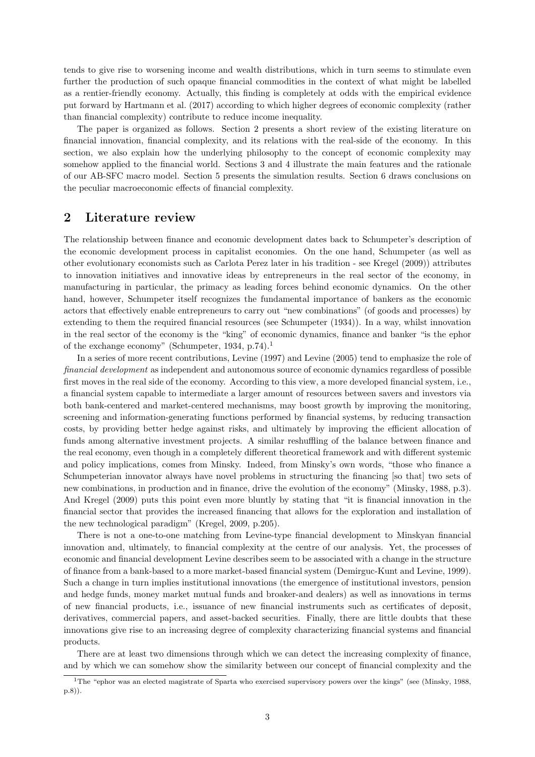tends to give rise to worsening income and wealth distributions, which in turn seems to stimulate even further the production of such opaque financial commodities in the context of what might be labelled as a rentier-friendly economy. Actually, this finding is completely at odds with the empirical evidence put forward by Hartmann et al. (2017) according to which higher degrees of economic complexity (rather than financial complexity) contribute to reduce income inequality.

The paper is organized as follows. Section 2 presents a short review of the existing literature on financial innovation, financial complexity, and its relations with the real-side of the economy. In this section, we also explain how the underlying philosophy to the concept of economic complexity may somehow applied to the financial world. Sections 3 and 4 illustrate the main features and the rationale of our AB-SFC macro model. Section 5 presents the simulation results. Section 6 draws conclusions on the peculiar macroeconomic effects of financial complexity.

## 2 Literature review

The relationship between finance and economic development dates back to Schumpeter's description of the economic development process in capitalist economies. On the one hand, Schumpeter (as well as other evolutionary economists such as Carlota Perez later in his tradition - see Kregel (2009)) attributes to innovation initiatives and innovative ideas by entrepreneurs in the real sector of the economy, in manufacturing in particular, the primacy as leading forces behind economic dynamics. On the other hand, however, Schumpeter itself recognizes the fundamental importance of bankers as the economic actors that effectively enable entrepreneurs to carry out "new combinations" (of goods and processes) by extending to them the required financial resources (see Schumpeter (1934)). In a way, whilst innovation in the real sector of the economy is the "king" of economic dynamics, finance and banker "is the ephor of the exchange economy" (Schumpeter, 1934, p.74).[1]

In a series of more recent contributions, Levine (1997) and Levine (2005) tend to emphasize the role of *financial development* as independent and autonomous source of economic dynamics regardless of possible first moves in the real side of the economy. According to this view, a more developed financial system, i.e., a financial system capable to intermediate a larger amount of resources between savers and investors via both bank-centered and market-centered mechanisms, may boost growth by improving the monitoring, screening and information-generating functions performed by financial systems, by reducing transaction costs, by providing better hedge against risks, and ultimately by improving the efficient allocation of funds among alternative investment projects. A similar reshuffling of the balance between finance and the real economy, even though in a completely different theoretical framework and with different systemic and policy implications, comes from Minsky. Indeed, from Minsky's own words, "those who finance a Schumpeterian innovator always have novel problems in structuring the financing [so that] two sets of new combinations, in production and in finance, drive the evolution of the economy" (Minsky, 1988, p.3). And Kregel (2009) puts this point even more bluntly by stating that "it is financial innovation in the financial sector that provides the increased financing that allows for the exploration and installation of the new technological paradigm" (Kregel, 2009, p.205).

There is not a one-to-one matching from Levine-type financial development to Minskyan financial innovation and, ultimately, to financial complexity at the centre of our analysis. Yet, the processes of economic and financial development Levine describes seem to be associated with a change in the structure of finance from a bank-based to a more market-based financial system (Demirguc-Kunt and Levine, 1999). Such a change in turn implies institutional innovations (the emergence of institutional investors, pension and hedge funds, money market mutual funds and broaker-and dealers) as well as innovations in terms of new financial products, i.e., issuance of new financial instruments such as certificates of deposit, derivatives, commercial papers, and asset-backed securities. Finally, there are little doubts that these innovations give rise to an increasing degree of complexity characterizing financial systems and financial products.

There are at least two dimensions through which we can detect the increasing complexity of finance, and by which we can somehow show the similarity between our concept of financial complexity and the

[1] The "ephor was an elected magistrate of Sparta who exercised supervisory powers over the kings" (see (Minsky, 1988, p.8)).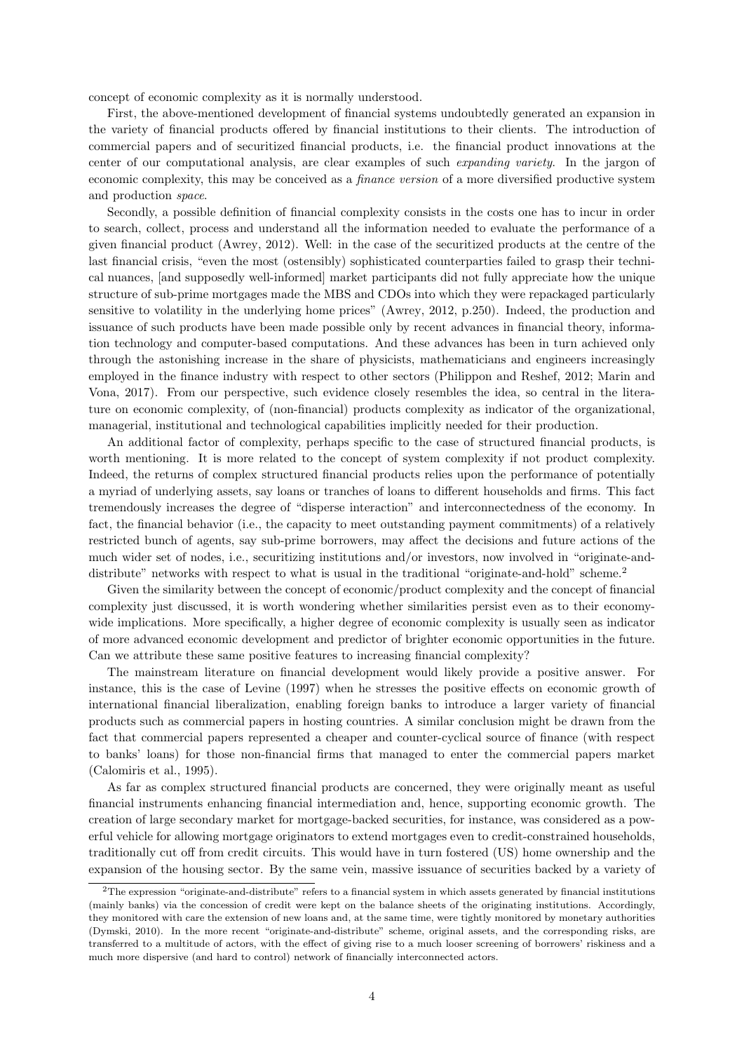concept of economic complexity as it is normally understood.

First, the above-mentioned development of financial systems undoubtedly generated an expansion in the variety of financial products offered by financial institutions to their clients. The introduction of commercial papers and of securitized financial products, i.e. the financial product innovations at the center of our computational analysis, are clear examples of such *expanding variety*. In the jargon of economic complexity, this may be conceived as a *finance version* of a more diversified productive system and production *space*.

Secondly, a possible definition of financial complexity consists in the costs one has to incur in order to search, collect, process and understand all the information needed to evaluate the performance of a given financial product (Awrey, 2012). Well: in the case of the securitized products at the centre of the last financial crisis, "even the most (ostensibly) sophisticated counterparties failed to grasp their technical nuances, [and supposedly well-informed] market participants did not fully appreciate how the unique structure of sub-prime mortgages made the MBS and CDOs into which they were repackaged particularly sensitive to volatility in the underlying home prices" (Awrey, 2012, p.250). Indeed, the production and issuance of such products have been made possible only by recent advances in financial theory, information technology and computer-based computations. And these advances has been in turn achieved only through the astonishing increase in the share of physicists, mathematicians and engineers increasingly employed in the finance industry with respect to other sectors (Philippon and Reshef, 2012; Marin and Vona, 2017). From our perspective, such evidence closely resembles the idea, so central in the literature on economic complexity, of (non-financial) products complexity as indicator of the organizational, managerial, institutional and technological capabilities implicitly needed for their production.

An additional factor of complexity, perhaps specific to the case of structured financial products, is worth mentioning. It is more related to the concept of system complexity if not product complexity. Indeed, the returns of complex structured financial products relies upon the performance of potentially a myriad of underlying assets, say loans or tranches of loans to different households and firms. This fact tremendously increases the degree of "disperse interaction" and interconnectedness of the economy. In fact, the financial behavior (i.e., the capacity to meet outstanding payment commitments) of a relatively restricted bunch of agents, say sub-prime borrowers, may affect the decisions and future actions of the much wider set of nodes, i.e., securitizing institutions and/or investors, now involved in "originate-and-distribute" networks with respect to what is usual in the traditional "originate-and-hold" scheme.[2]

Given the similarity between the concept of economic/product complexity and the concept of financial complexity just discussed, it is worth wondering whether similarities persist even as to their economy-wide implications. More specifically, a higher degree of economic complexity is usually seen as indicator of more advanced economic development and predictor of brighter economic opportunities in the future. Can we attribute these same positive features to increasing financial complexity?

The mainstream literature on financial development would likely provide a positive answer. For instance, this is the case of Levine (1997) when he stresses the positive effects on economic growth of international financial liberalization, enabling foreign banks to introduce a larger variety of financial products such as commercial papers in hosting countries. A similar conclusion might be drawn from the fact that commercial papers represented a cheaper and counter-cyclical source of finance (with respect to banks' loans) for those non-financial firms that managed to enter the commercial papers market (Calomiris et al., 1995).

As far as complex structured financial products are concerned, they were originally meant as useful financial instruments enhancing financial intermediation and, hence, supporting economic growth. The creation of large secondary market for mortgage-backed securities, for instance, was considered as a powerful vehicle for allowing mortgage originators to extend mortgages even to credit-constrained households, traditionally cut off from credit circuits. This would have in turn fostered (US) home ownership and the expansion of the housing sector. By the same vein, massive issuance of securities backed by a variety of

[2] The expression "originate-and-distribute" refers to a financial system in which assets generated by financial institutions (mainly banks) via the concession of credit were kept on the balance sheets of the originating institutions. Accordingly, they monitored with care the extension of new loans and, at the same time, were tightly monitored by monetary authorities (Dymski, 2010). In the more recent "originate-and-distribute" scheme, original assets, and the corresponding risks, are transferred to a multitude of actors, with the effect of giving rise to a much looser screening of borrowers' riskiness and a much more dispersive (and hard to control) network of financially interconnected actors.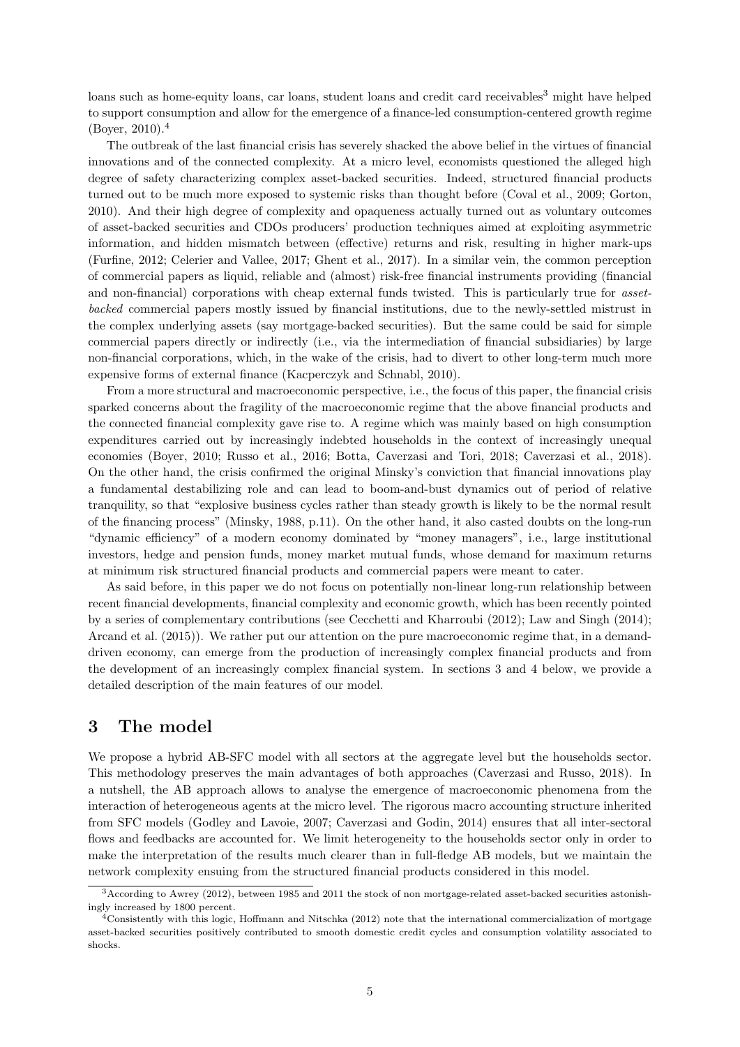loans such as home-equity loans, car loans, student loans and credit card receivables[3] might have helped to support consumption and allow for the emergence of a finance-led consumption-centered growth regime (Boyer, 2010).[4]

The outbreak of the last financial crisis has severely shacked the above belief in the virtues of financial innovations and of the connected complexity. At a micro level, economists questioned the alleged high degree of safety characterizing complex asset-backed securities. Indeed, structured financial products turned out to be much more exposed to systemic risks than thought before (Coval et al., 2009; Gorton, 2010). And their high degree of complexity and opaqueness actually turned out as voluntary outcomes of asset-backed securities and CDOs producers' production techniques aimed at exploiting asymmetric information, and hidden mismatch between (effective) returns and risk, resulting in higher mark-ups (Furfine, 2012; Celerier and Vallee, 2017; Ghent et al., 2017). In a similar vein, the common perception of commercial papers as liquid, reliable and (almost) risk-free financial instruments providing (financial and non-financial) corporations with cheap external funds twisted. This is particularly true for *asset-backed* commercial papers mostly issued by financial institutions, due to the newly-settled mistrust in the complex underlying assets (say mortgage-backed securities). But the same could be said for simple commercial papers directly or indirectly (i.e., via the intermediation of financial subsidiaries) by large non-financial corporations, which, in the wake of the crisis, had to divert to other long-term much more expensive forms of external finance (Kacperczyk and Schnabl, 2010).

From a more structural and macroeconomic perspective, i.e., the focus of this paper, the financial crisis sparked concerns about the fragility of the macroeconomic regime that the above financial products and the connected financial complexity gave rise to. A regime which was mainly based on high consumption expenditures carried out by increasingly indebted households in the context of increasingly unequal economies (Boyer, 2010; Russo et al., 2016; Botta, Caverzasi and Tori, 2018; Caverzasi et al., 2018). On the other hand, the crisis confirmed the original Minsky's conviction that financial innovations play a fundamental destabilizing role and can lead to boom-and-bust dynamics out of period of relative tranquility, so that "explosive business cycles rather than steady growth is likely to be the normal result of the financing process" (Minsky, 1988, p.11). On the other hand, it also casted doubts on the long-run "dynamic efficiency" of a modern economy dominated by "money managers", i.e., large institutional investors, hedge and pension funds, money market mutual funds, whose demand for maximum returns at minimum risk structured financial products and commercial papers were meant to cater.

As said before, in this paper we do not focus on potentially non-linear long-run relationship between recent financial developments, financial complexity and economic growth, which has been recently pointed by a series of complementary contributions (see Cecchetti and Kharroubi (2012); Law and Singh (2014); Arcand et al. (2015)). We rather put our attention on the pure macroeconomic regime that, in a demand-driven economy, can emerge from the production of increasingly complex financial products and from the development of an increasingly complex financial system. In sections 3 and 4 below, we provide a detailed description of the main features of our model.

# 3 The model

We propose a hybrid AB-SFC model with all sectors at the aggregate level but the households sector. This methodology preserves the main advantages of both approaches (Caverzasi and Russo, 2018). In a nutshell, the AB approach allows to analyse the emergence of macroeconomic phenomena from the interaction of heterogeneous agents at the micro level. The rigorous macro accounting structure inherited from SFC models (Godley and Lavoie, 2007; Caverzasi and Godin, 2014) ensures that all inter-sectoral flows and feedbacks are accounted for. We limit heterogeneity to the households sector only in order to make the interpretation of the results much clearer than in full-fledge AB models, but we maintain the network complexity ensuing from the structured financial products considered in this model.

[3] According to Awrey (2012), between 1985 and 2011 the stock of non mortgage-related asset-backed securities astonishingly increased by 1800 percent.

[4] Consistently with this logic, Hoffmann and Nitschka (2012) note that the international commercialization of mortgage asset-backed securities positively contributed to smooth domestic credit cycles and consumption volatility associated to shocks.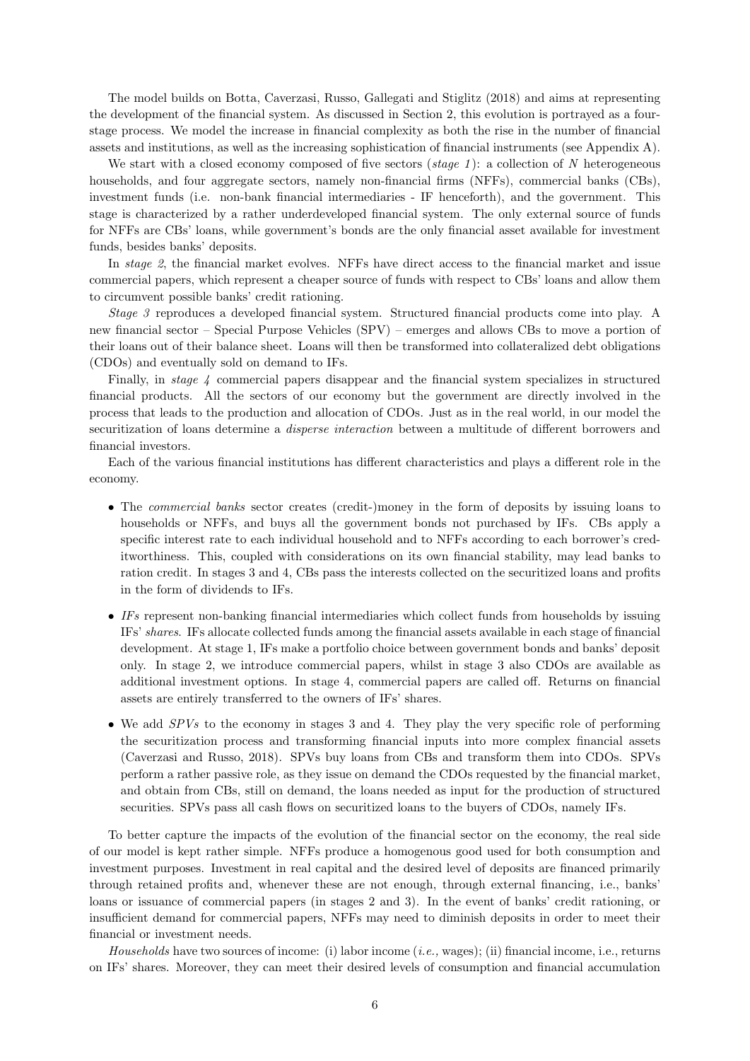The model builds on Botta, Caverzasi, Russo, Gallegati and Stiglitz (2018) and aims at representing the development of the financial system. As discussed in Section 2, this evolution is portrayed as a four-stage process. We model the increase in financial complexity as both the rise in the number of financial assets and institutions, as well as the increasing sophistication of financial instruments (see Appendix A).

We start with a closed economy composed of five sectors (*stage 1*): a collection of $N$ heterogeneous households, and four aggregate sectors, namely non-financial firms (NFFs), commercial banks (CBs), investment funds (i.e. non-bank financial intermediaries - IF henceforth), and the government. This stage is characterized by a rather underdeveloped financial system. The only external source of funds for NFFs are CBs' loans, while government's bonds are the only financial asset available for investment funds, besides banks' deposits.

In *stage 2*, the financial market evolves. NFFs have direct access to the financial market and issue commercial papers, which represent a cheaper source of funds with respect to CBs' loans and allow them to circumvent possible banks' credit rationing.

*Stage 3* reproduces a developed financial system. Structured financial products come into play. A new financial sector – Special Purpose Vehicles (SPV) – emerges and allows CBs to move a portion of their loans out of their balance sheet. Loans will then be transformed into collateralized debt obligations (CDOs) and eventually sold on demand to IFs.

Finally, in *stage 4* commercial papers disappear and the financial system specializes in structured financial products. All the sectors of our economy but the government are directly involved in the process that leads to the production and allocation of CDOs. Just as in the real world, in our model the securitization of loans determine a *disperse interaction* between a multitude of different borrowers and financial investors.

Each of the various financial institutions has different characteristics and plays a different role in the economy.

- The *commercial banks* sector creates (credit-)money in the form of deposits by issuing loans to households or NFFs, and buys all the government bonds not purchased by IFs. CBs apply a specific interest rate to each individual household and to NFFs according to each borrower's creditworthiness. This, coupled with considerations on its own financial stability, may lead banks to ration credit. In stages 3 and 4, CBs pass the interests collected on the securitized loans and profits in the form of dividends to IFs.
- *IFs* represent non-banking financial intermediaries which collect funds from households by issuing IFs' *shares*. IFs allocate collected funds among the financial assets available in each stage of financial development. At stage 1, IFs make a portfolio choice between government bonds and banks' deposit only. In stage 2, we introduce commercial papers, whilst in stage 3 also CDOs are available as additional investment options. In stage 4, commercial papers are called off. Returns on financial assets are entirely transferred to the owners of IFs' shares.
- We add *SPVs* to the economy in stages 3 and 4. They play the very specific role of performing the securitization process and transforming financial inputs into more complex financial assets (Caverzasi and Russo, 2018). SPVs buy loans from CBs and transform them into CDOs. SPVs perform a rather passive role, as they issue on demand the CDOs requested by the financial market, and obtain from CBs, still on demand, the loans needed as input for the production of structured securities. SPVs pass all cash flows on securitized loans to the buyers of CDOs, namely IFs.

To better capture the impacts of the evolution of the financial sector on the economy, the real side of our model is kept rather simple. NFFs produce a homogenous good used for both consumption and investment purposes. Investment in real capital and the desired level of deposits are financed primarily through retained profits and, whenever these are not enough, through external financing, i.e., banks' loans or issuance of commercial papers (in stages 2 and 3). In the event of banks' credit rationing, or insufficient demand for commercial papers, NFFs may need to diminish deposits in order to meet their financial or investment needs.

*Households* have two sources of income: (i) labor income (*i.e.,* wages); (ii) financial income, i.e., returns on IFs' shares. Moreover, they can meet their desired levels of consumption and financial accumulation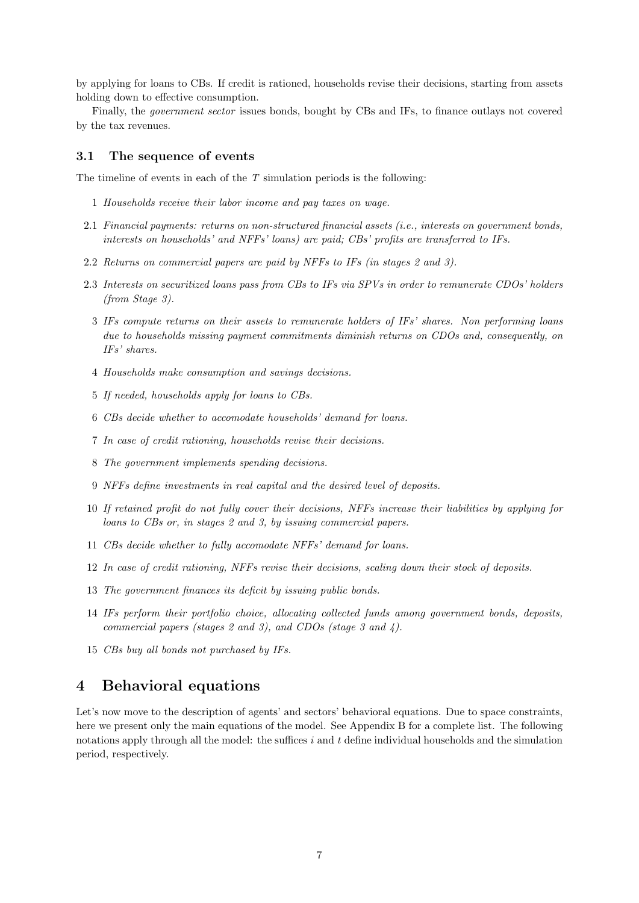by applying for loans to CBs. If credit is rationed, households revise their decisions, starting from assets holding down to effective consumption.

Finally, the *government sector* issues bonds, bought by CBs and IFs, to finance outlays not covered by the tax revenues.

### 3.1 The sequence of events

The timeline of events in each of the $T$ simulation periods is the following:

1 *Households receive their labor income and pay taxes on wage.*

2.1 *Financial payments: returns on non-structured financial assets (i.e., interests on government bonds, interests on households' and NFFs' loans) are paid; CBs' profits are transferred to IFs.*

2.2 *Returns on commercial papers are paid by NFFs to IFs (in stages 2 and 3).*

2.3 *Interests on securitized loans pass from CBs to IFs via SPVs in order to remunerate CDOs' holders (from Stage 3).*

3 *IFs compute returns on their assets to remunerate holders of IFs' shares. Non performing loans due to households missing payment commitments diminish returns on CDOs and, consequently, on IFs' shares.*

4 *Households make consumption and savings decisions.*

5 *If needed, households apply for loans to CBs.*

6 *CBs decide whether to accomodate households' demand for loans.*

7 *In case of credit rationing, households revise their decisions.*

8 *The government implements spending decisions.*

9 *NFFs define investments in real capital and the desired level of deposits.*

10 *If retained profit do not fully cover their decisions, NFFs increase their liabilities by applying for loans to CBs or, in stages 2 and 3, by issuing commercial papers.*

11 *CBs decide whether to fully accomodate NFFs' demand for loans.*

12 *In case of credit rationing, NFFs revise their decisions, scaling down their stock of deposits.*

13 *The government finances its deficit by issuing public bonds.*

14 *IFs perform their portfolio choice, allocating collected funds among government bonds, deposits, commercial papers (stages 2 and 3), and CDOs (stage 3 and 4).*

15 *CBs buy all bonds not purchased by IFs.*

## 4 Behavioral equations

Let's now move to the description of agents' and sectors' behavioral equations. Due to space constraints, here we present only the main equations of the model. See Appendix B for a complete list. The following notations apply through all the model: the suffices $i$ and $t$ define individual households and the simulation period, respectively.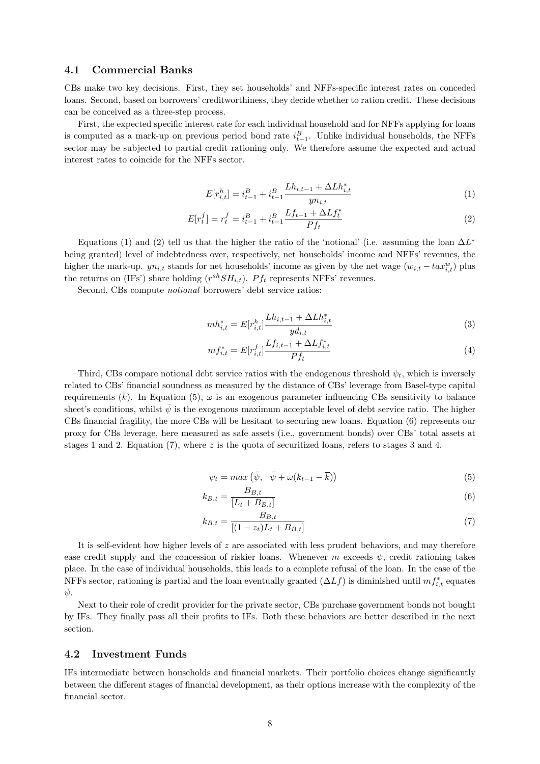### 4.1 Commercial Banks

CBs make two key decisions. First, they set households' and NFFs-specific interest rates on conceded loans. Second, based on borrowers' creditworthiness, they decide whether to ration credit. These decisions can be conceived as a three-step process.

First, the expected specific interest rate for each individual household and for NFFs applying for loans is computed as a mark-up on previous period bond rate $i^B_{t-1}$. Unlike individual households, the NFFs sector may be subjected to partial credit rationing only. We therefore assume the expected and actual interest rates to coincide for the NFFs sector.

$$E[r^h_{i,t}] = i^B_{t-1} + i^B_{t-1}\frac{Lh_{i,t-1} + \Delta Lh^*_{i,t}}{yn_{i,t}} \tag{1}$$

$$E[r^f_t] = r^f_t = i^B_{t-1} + i^B_{t-1}\frac{Lf_{t-1} + \Delta Lf^*_t}{Pf_t} \tag{2}$$

Equations (1) and (2) tell us that the higher the ratio of the 'notional' (i.e. assuming the loan $\Delta L^*$ being granted) level of indebtedness over, respectively, net households' income and NFFs' revenues, the higher the mark-up. $yn_{i,t}$ stands for net households' income as given by the net wage $(w_{i,t} - tax^w_{i,t})$ plus the returns on (IFs') share holding $(r^{sh}SH_{i,t})$. $Pf_t$ represents NFFs' revenues.

Second, CBs compute *notional* borrowers' debt service ratios:

$$mh^*_{i,t} = E[r^h_{i,t}]\frac{Lh_{i,t-1} + \Delta Lh^*_{i,t}}{yd_{i,t}} \tag{3}$$

$$mf^*_{i,t} = E[r^f_{i,t}]\frac{Lf_{i,t-1} + \Delta Lf^*_{i,t}}{Pf_t} \tag{4}$$

Third, CBs compare notional debt service ratios with the endogenous threshold $\psi_t$, which is inversely related to CBs' financial soundness as measured by the distance of CBs' leverage from Basel-type capital requirements ($\overline{k}$). In Equation (5), $\omega$ is an exogenous parameter influencing CBs sensitivity to balance sheet's conditions, whilst $\bar{\psi}$ is the exogenous maximum acceptable level of debt service ratio. The higher CBs financial fragility, the more CBs will be hesitant to securing new loans. Equation (6) represents our proxy for CBs leverage, here measured as safe assets (i.e., government bonds) over CBs' total assets at stages 1 and 2. Equation (7), where $z$ is the quota of securitized loans, refers to stages 3 and 4.

$$\psi_t = max\left(\bar{\psi}, \quad \bar{\psi} + \omega(k_{t-1} - \overline{k})\right) \tag{5}$$

$$k_{B,t} = \frac{B_{B,t}}{[L_t + B_{B,t}]} \tag{6}$$

$$k_{B,t} = \frac{B_{B,t}}{[(1 - z_t)L_t + B_{B,t}]} \tag{7}$$

It is self-evident how higher levels of $z$ are associated with less prudent behaviors, and may therefore ease credit supply and the concession of riskier loans. Whenever $m$ exceeds $\psi$, credit rationing takes place. In the case of individual households, this leads to a complete refusal of the loan. In the case of the NFFs sector, rationing is partial and the loan eventually granted ($\Delta Lf$) is diminished until $mf^*_{i,t}$ equates $\bar{\psi}$.

Next to their role of credit provider for the private sector, CBs purchase government bonds not bought by IFs. They finally pass all their profits to IFs. Both these behaviors are better described in the next section.

### 4.2 Investment Funds

IFs intermediate between households and financial markets. Their portfolio choices change significantly between the different stages of financial development, as their options increase with the complexity of the financial sector.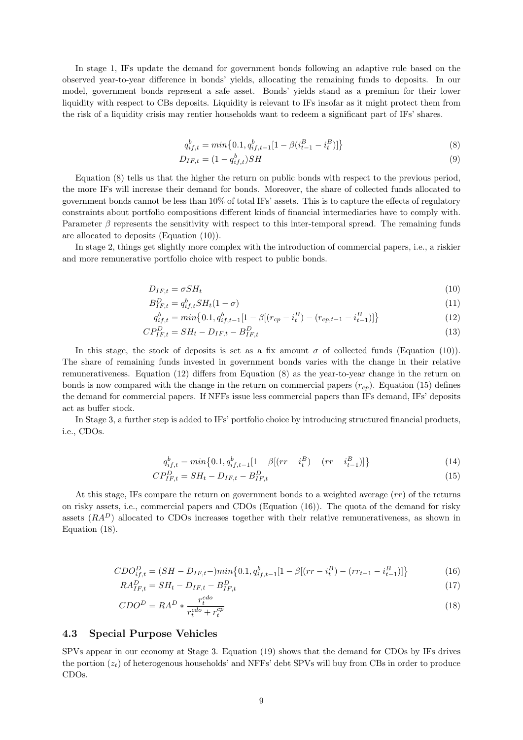In stage 1, IFs update the demand for government bonds following an adaptive rule based on the observed year-to-year difference in bonds' yields, allocating the remaining funds to deposits. In our model, government bonds represent a safe asset. Bonds' yields stand as a premium for their lower liquidity with respect to CBs deposits. Liquidity is relevant to IFs insofar as it might protect them from the risk of a liquidity crisis may rentier households want to redeem a significant part of IFs' shares.

$$q^b_{if,t} = min\{0.1, q^b_{if,t-1}[1 - \beta(i^B_{t-1} - i^B_t)]\} \tag{8}$$

$$D_{IF,t} = (1 - q^b_{if,t})SH \tag{9}$$

Equation (8) tells us that the higher the return on public bonds with respect to the previous period, the more IFs will increase their demand for bonds. Moreover, the share of collected funds allocated to government bonds cannot be less than 10% of total IFs' assets. This is to capture the effects of regulatory constraints about portfolio compositions different kinds of financial intermediaries have to comply with. Parameter $\beta$ represents the sensitivity with respect to this inter-temporal spread. The remaining funds are allocated to deposits (Equation (10)).

In stage 2, things get slightly more complex with the introduction of commercial papers, i.e., a riskier and more remunerative portfolio choice with respect to public bonds.

$$D_{IF,t} = \sigma SH_t \tag{10}$$

$$B^D_{IF,t} = q^b_{if,t} SH_t(1 - \sigma) \tag{11}$$

$$q^b_{if,t} = min\{0.1, q^b_{if,t-1}[1 - \beta[(r_{cp} - i^B_t) - (r_{cp,t-1} - i^B_{t-1})]\} \tag{12}$$

$$CP^D_{IF,t} = SH_t - D_{IF,t} - B^D_{IF,t} \tag{13}$$

In this stage, the stock of deposits is set as a fix amount $\sigma$ of collected funds (Equation (10)). The share of remaining funds invested in government bonds varies with the change in their relative remunerativeness. Equation (12) differs from Equation (8) as the year-to-year change in the return on bonds is now compared with the change in the return on commercial papers ($r_{cp}$). Equation (15) defines the demand for commercial papers. If NFFs issue less commercial papers than IFs demand, IFs' deposits act as buffer stock.

In Stage 3, a further step is added to IFs' portfolio choice by introducing structured financial products, i.e., CDOs.

$$q^b_{if,t} = min\{0.1, q^b_{if,t-1}[1 - \beta[(rr - i^B_t) - (rr - i^B_{t-1})]\} \tag{14}$$

$$CP^D_{IF,t} = SH_t - D_{IF,t} - B^D_{IF,t} \tag{15}$$

At this stage, IFs compare the return on government bonds to a weighted average ($rr$) of the returns on risky assets, i.e., commercial papers and CDOs (Equation (16)). The quota of the demand for risky assets ($RA^D$) allocated to CDOs increases together with their relative remunerativeness, as shown in Equation (18).

$$CDO^D_{if,t} = (SH - D_{IF,t}-)min\{0.1, q^b_{if,t-1}[1 - \beta[(rr - i^B_t) - (rr_{t-1} - i^B_{t-1})]\} \tag{16}$$

$$RA^D_{IF,t} = SH_t - D_{IF,t} - B^D_{IF,t} \tag{17}$$

$$CDO^D = RA^D * \frac{r^{cdo}_t}{r^{cdo}_t + r^{cp}_t} \tag{18}$$

### 4.3 Special Purpose Vehicles

SPVs appear in our economy at Stage 3. Equation (19) shows that the demand for CDOs by IFs drives the portion ($z_t$) of heterogenous households' and NFFs' debt SPVs will buy from CBs in order to produce CDOs.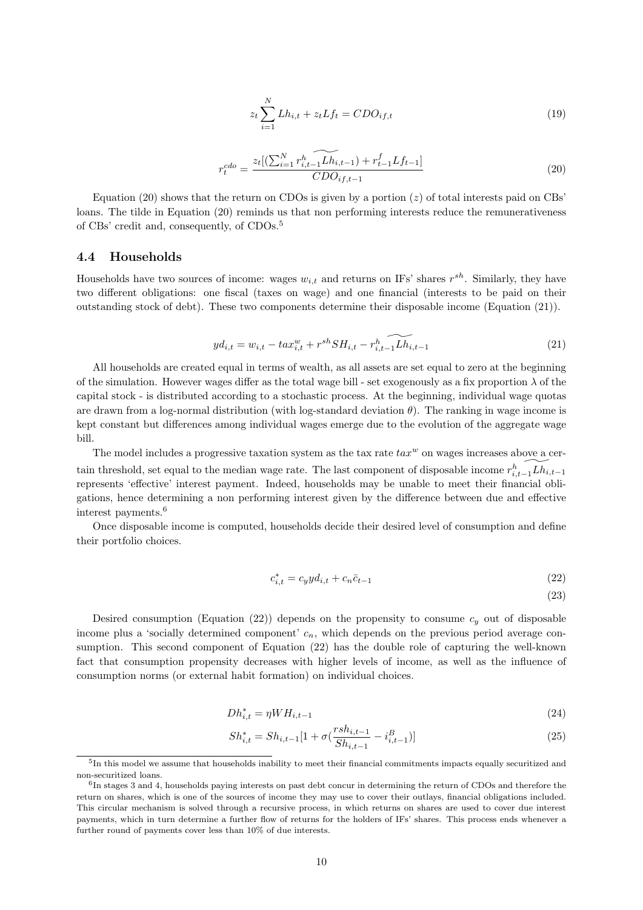$$z_t \sum_{i=1}^{N} Lh_{i,t} + z_t Lf_t = CDO_{if,t} \tag{19}$$

$$r_t^{cdo} = \frac{z_t[(\sum_{i=1}^{N} \widetilde{r_{i,t-1}^h Lh_{i,t-1}}) + r_{t-1}^f Lf_{t-1}]}{CDO_{if,t-1}} \tag{20}$$

Equation (20) shows that the return on CDOs is given by a portion ($z$) of total interests paid on CBs' loans. The tilde in Equation (20) reminds us that non performing interests reduce the remunerativeness of CBs' credit and, consequently, of CDOs.[5]

### 4.4 Households

Households have two sources of income: wages $w_{i,t}$ and returns on IFs' shares $r^{sh}$. Similarly, they have two different obligations: one fiscal (taxes on wage) and one financial (interests to be paid on their outstanding stock of debt). These two components determine their disposable income (Equation (21)).

$$yd_{i,t} = w_{i,t} - tax_{i,t}^w + r^{sh} SH_{i,t} - \widetilde{r_{i,t-1}^h Lh_{i,t-1}} \tag{21}$$

All households are created equal in terms of wealth, as all assets are set equal to zero at the beginning of the simulation. However wages differ as the total wage bill - set exogenously as a fix proportion $\lambda$ of the capital stock - is distributed according to a stochastic process. At the beginning, individual wage quotas are drawn from a log-normal distribution (with log-standard deviation $\theta$). The ranking in wage income is kept constant but differences among individual wages emerge due to the evolution of the aggregate wage bill.

The model includes a progressive taxation system as the tax rate $tax^w$ on wages increases above a certain threshold, set equal to the median wage rate. The last component of disposable income $\widetilde{r_{i,t-1}^h Lh_{i,t-1}}$ represents 'effective' interest payment. Indeed, households may be unable to meet their financial obligations, hence determining a non performing interest given by the difference between due and effective interest payments.[6]

Once disposable income is computed, households decide their desired level of consumption and define their portfolio choices.

$$c_{i,t}^* = c_y yd_{i,t} + c_n \bar{c}_{t-1} \tag{22}$$

$$\tag{23}$$

Desired consumption (Equation (22)) depends on the propensity to consume $c_y$ out of disposable income plus a 'socially determined component' $c_n$, which depends on the previous period average consumption. This second component of Equation (22) has the double role of capturing the well-known fact that consumption propensity decreases with higher levels of income, as well as the influence of consumption norms (or external habit formation) on individual choices.

$$Dh_{i,t}^* = \eta WH_{i,t-1} \tag{24}$$

$$Sh_{i,t}^* = Sh_{i,t-1}[1 + \sigma(\frac{rsh_{i,t-1}}{Sh_{i,t-1}} - i_{i,t-1}^B)] \tag{25}$$

[5] In this model we assume that households inability to meet their financial commitments impacts equally securitized and non-securitized loans.

[6] In stages 3 and 4, households paying interests on past debt concur in determining the return of CDOs and therefore the return on shares, which is one of the sources of income they may use to cover their outlays, financial obligations included. This circular mechanism is solved through a recursive process, in which returns on shares are used to cover due interest payments, which in turn determine a further flow of returns for the holders of IFs' shares. This process ends whenever a further round of payments cover less than 10% of due interests.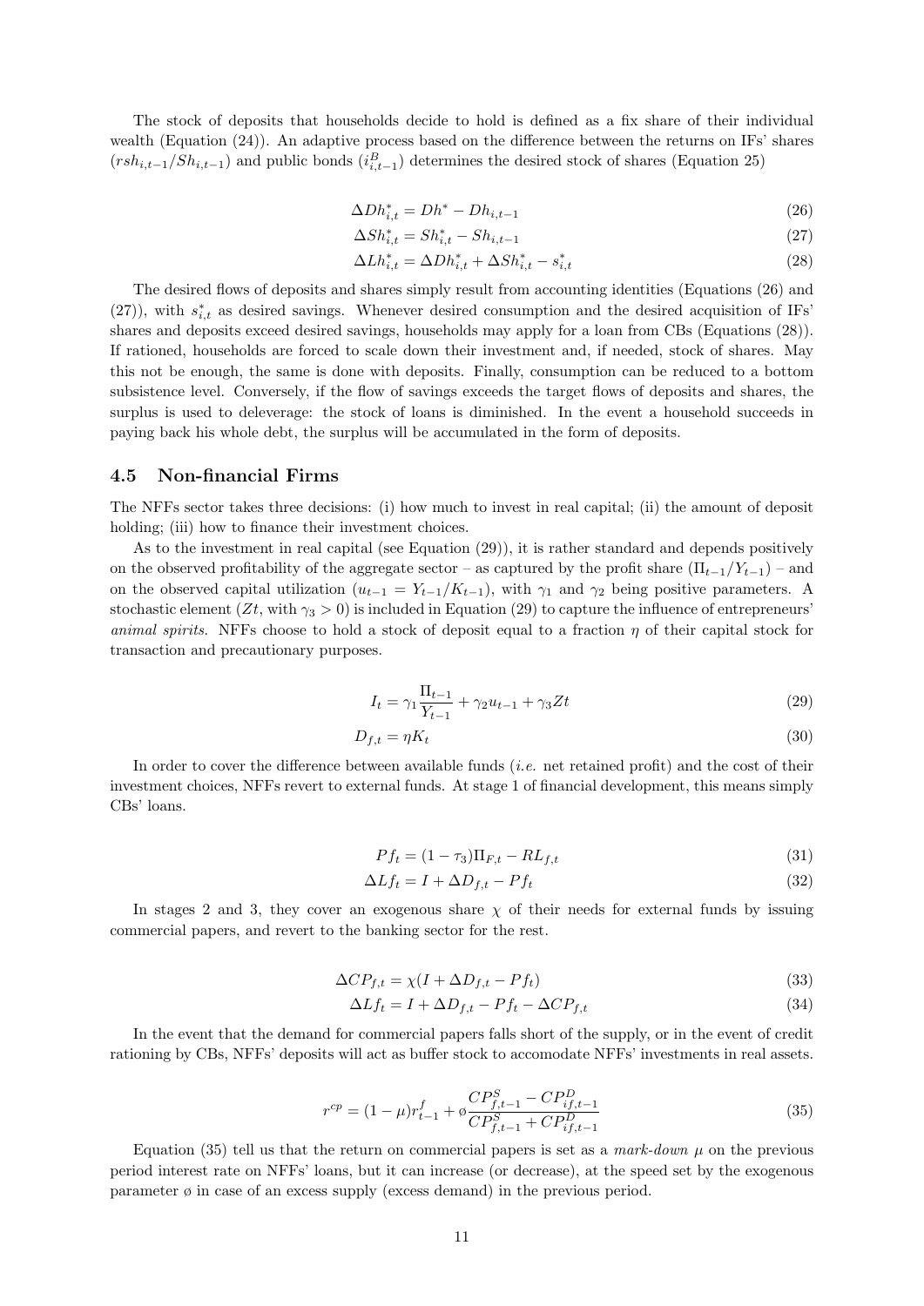The stock of deposits that households decide to hold is defined as a fix share of their individual wealth (Equation (24)). An adaptive process based on the difference between the returns on IFs' shares ($rsh_{i,t-1}/Sh_{i,t-1}$) and public bonds ($i^B_{i,t-1}$) determines the desired stock of shares (Equation 25)

$$\Delta Dh^*_{i,t} = Dh^* - Dh_{i,t-1} \tag{26}$$

$$\Delta Sh^*_{i,t} = Sh^*_{i,t} - Sh_{i,t-1} \tag{27}$$

$$\Delta Lh^*_{i,t} = \Delta Dh^*_{i,t} + \Delta Sh^*_{i,t} - s^*_{i,t} \tag{28}$$

The desired flows of deposits and shares simply result from accounting identities (Equations (26) and (27)), with $s^*_{i,t}$ as desired savings. Whenever desired consumption and the desired acquisition of IFs' shares and deposits exceed desired savings, households may apply for a loan from CBs (Equations (28)). If rationed, households are forced to scale down their investment and, if needed, stock of shares. May this not be enough, the same is done with deposits. Finally, consumption can be reduced to a bottom subsistence level. Conversely, if the flow of savings exceeds the target flows of deposits and shares, the surplus is used to deleverage: the stock of loans is diminished. In the event a household succeeds in paying back his whole debt, the surplus will be accumulated in the form of deposits.

## 4.5 Non-financial Firms

The NFFs sector takes three decisions: (i) how much to invest in real capital; (ii) the amount of deposit holding; (iii) how to finance their investment choices.

As to the investment in real capital (see Equation (29)), it is rather standard and depends positively on the observed profitability of the aggregate sector – as captured by the profit share ($\Pi_{t-1}/Y_{t-1}$) – and on the observed capital utilization ($u_{t-1} = Y_{t-1}/K_{t-1}$), with $\gamma_1$ and $\gamma_2$ being positive parameters. A stochastic element ($Zt$, with $\gamma_3 > 0$) is included in Equation (29) to capture the influence of entrepreneurs' *animal spirits*. NFFs choose to hold a stock of deposit equal to a fraction $\eta$ of their capital stock for transaction and precautionary purposes.

$$I_t = \gamma_1 \frac{\Pi_{t-1}}{Y_{t-1}} + \gamma_2 u_{t-1} + \gamma_3 Zt \tag{29}$$

$$D_{f,t} = \eta K_t \tag{30}$$

In order to cover the difference between available funds (*i.e.* net retained profit) and the cost of their investment choices, NFFs revert to external funds. At stage 1 of financial development, this means simply CBs' loans.

$$Pf_t = (1 - \tau_3)\Pi_{F,t} - RL_{f,t} \tag{31}$$

$$\Delta Lf_t = I + \Delta D_{f,t} - Pf_t \tag{32}$$

In stages 2 and 3, they cover an exogenous share $\chi$ of their needs for external funds by issuing commercial papers, and revert to the banking sector for the rest.

$$\Delta CP_{f,t} = \chi(I + \Delta D_{f,t} - Pf_t) \tag{33}$$

$$\Delta Lf_t = I + \Delta D_{f,t} - Pf_t - \Delta CP_{f,t} \tag{34}$$

In the event that the demand for commercial papers falls short of the supply, or in the event of credit rationing by CBs, NFFs' deposits will act as buffer stock to accomodate NFFs' investments in real assets.

$$r^{cp} = (1 - \mu)r^f_{t-1} + ø\frac{CP^S_{f,t-1} - CP^D_{if,t-1}}{CP^S_{f,t-1} + CP^D_{if,t-1}} \tag{35}$$

Equation (35) tell us that the return on commercial papers is set as a *mark-down* $\mu$ on the previous period interest rate on NFFs' loans, but it can increase (or decrease), at the speed set by the exogenous parameter ø in case of an excess supply (excess demand) in the previous period.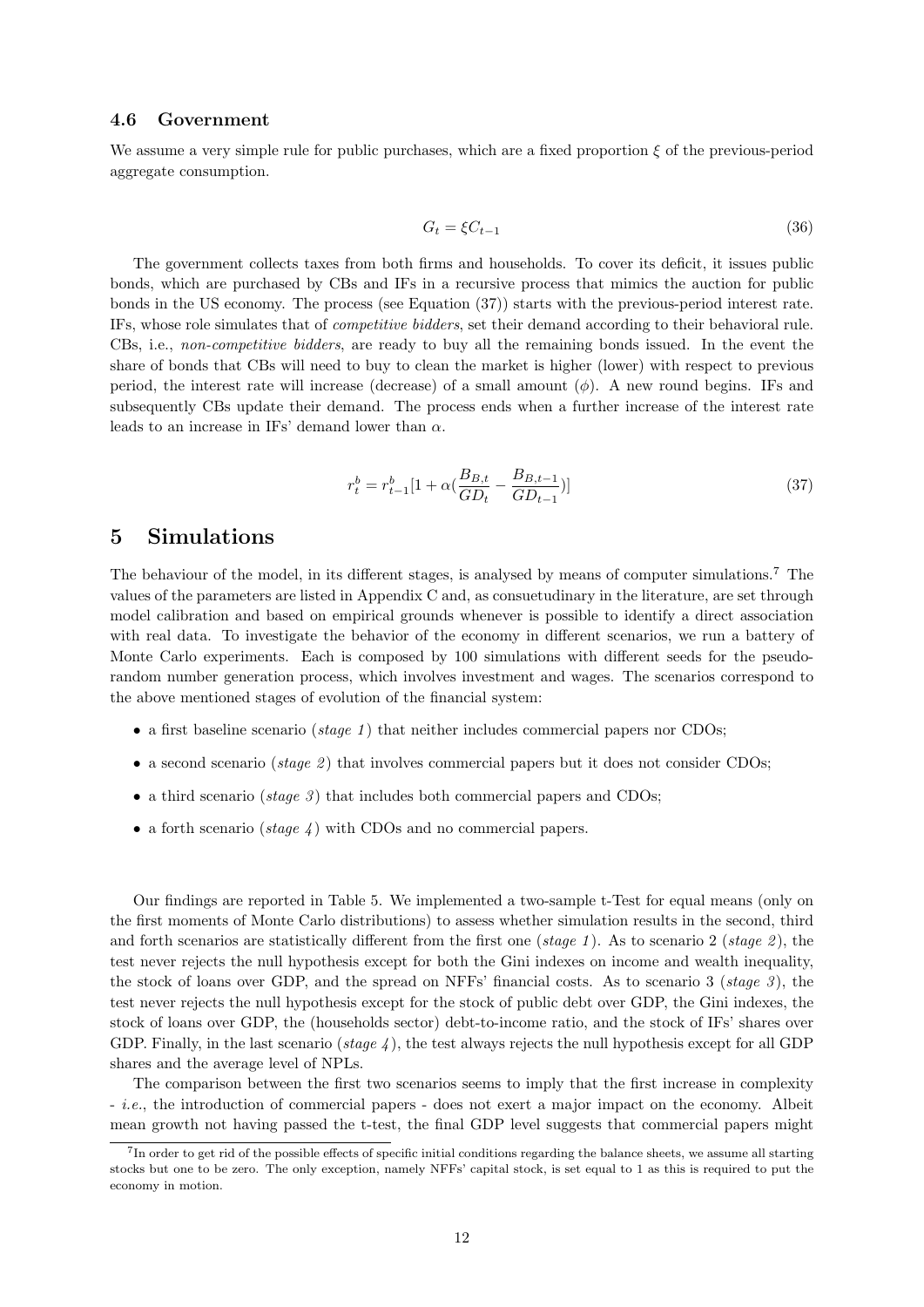### 4.6 Government

We assume a very simple rule for public purchases, which are a fixed proportion $\xi$ of the previous-period aggregate consumption.

$$G_t = \xi C_{t-1} \tag{36}$$

The government collects taxes from both firms and households. To cover its deficit, it issues public bonds, which are purchased by CBs and IFs in a recursive process that mimics the auction for public bonds in the US economy. The process (see Equation (37)) starts with the previous-period interest rate. IFs, whose role simulates that of *competitive bidders*, set their demand according to their behavioral rule. CBs, i.e., *non-competitive bidders*, are ready to buy all the remaining bonds issued. In the event the share of bonds that CBs will need to buy to clean the market is higher (lower) with respect to previous period, the interest rate will increase (decrease) of a small amount ($\phi$). A new round begins. IFs and subsequently CBs update their demand. The process ends when a further increase of the interest rate leads to an increase in IFs' demand lower than $\alpha$.

$$r^b_t = r^b_{t-1}[1 + \alpha(\frac{B_{B,t}}{GD_t} - \frac{B_{B,t-1}}{GD_{t-1}})] \tag{37}$$

# 5 Simulations

The behaviour of the model, in its different stages, is analysed by means of computer simulations.[7] The values of the parameters are listed in Appendix C and, as consuetudinary in the literature, are set through model calibration and based on empirical grounds whenever is possible to identify a direct association with real data. To investigate the behavior of the economy in different scenarios, we run a battery of Monte Carlo experiments. Each is composed by 100 simulations with different seeds for the pseudo-random number generation process, which involves investment and wages. The scenarios correspond to the above mentioned stages of evolution of the financial system:

- a first baseline scenario (*stage 1*) that neither includes commercial papers nor CDOs;
- a second scenario (*stage 2*) that involves commercial papers but it does not consider CDOs;
- a third scenario (*stage 3*) that includes both commercial papers and CDOs;
- a forth scenario (*stage 4*) with CDOs and no commercial papers.

Our findings are reported in Table 5. We implemented a two-sample t-Test for equal means (only on the first moments of Monte Carlo distributions) to assess whether simulation results in the second, third and forth scenarios are statistically different from the first one (*stage 1*). As to scenario 2 (*stage 2*), the test never rejects the null hypothesis except for both the Gini indexes on income and wealth inequality, the stock of loans over GDP, and the spread on NFFs' financial costs. As to scenario 3 (*stage 3*), the test never rejects the null hypothesis except for the stock of public debt over GDP, the Gini indexes, the stock of loans over GDP, the (households sector) debt-to-income ratio, and the stock of IFs' shares over GDP. Finally, in the last scenario (*stage 4*), the test always rejects the null hypothesis except for all GDP shares and the average level of NPLs.

The comparison between the first two scenarios seems to imply that the first increase in complexity - *i.e.*, the introduction of commercial papers - does not exert a major impact on the economy. Albeit mean growth not having passed the t-test, the final GDP level suggests that commercial papers might

[7] In order to get rid of the possible effects of specific initial conditions regarding the balance sheets, we assume all starting stocks but one to be zero. The only exception, namely NFFs' capital stock, is set equal to 1 as this is required to put the economy in motion.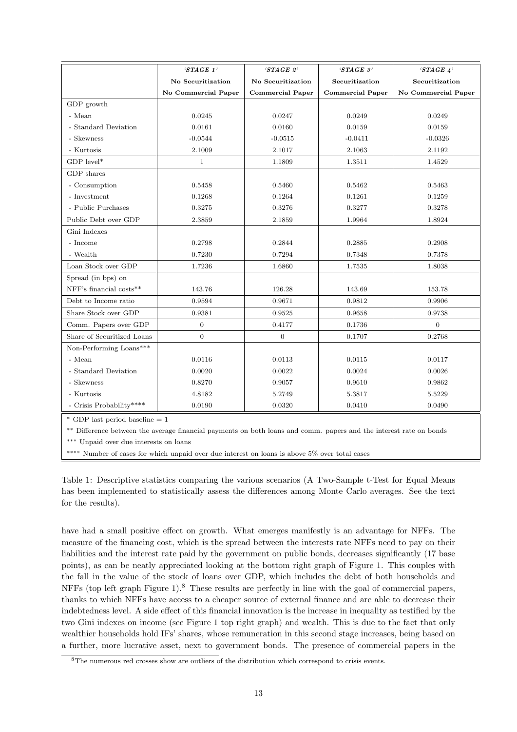| | *'STAGE 1'* | *'STAGE 2'* | *'STAGE 3'* | *'STAGE 4'* |
|---|---|---|---|---|
| | **No Securitization** | **No Securitization** | **Securitization** | **Securitization** |
| | **No Commercial Paper** | **Commercial Paper** | **Commercial Paper** | **No Commercial Paper** |
| GDP growth | | | | |
| - Mean | 0.0245 | 0.0247 | 0.0249 | 0.0249 |
| - Standard Deviation | 0.0161 | 0.0160 | 0.0159 | 0.0159 |
| - Skewness | -0.0544 | -0.0515 | -0.0411 | -0.0326 |
| - Kurtosis | 2.1009 | 2.1017 | 2.1063 | 2.1192 |
| GDP level* | 1 | 1.1809 | 1.3511 | 1.4529 |
| GDP shares | | | | |
| - Consumption | 0.5458 | 0.5460 | 0.5462 | 0.5463 |
| - Investment | 0.1268 | 0.1264 | 0.1261 | 0.1259 |
| - Public Purchases | 0.3275 | 0.3276 | 0.3277 | 0.3278 |
| Public Debt over GDP | 2.3859 | 2.1859 | 1.9964 | 1.8924 |
| Gini Indexes | | | | |
| - Income | 0.2798 | 0.2844 | 0.2885 | 0.2908 |
| - Wealth | 0.7230 | 0.7294 | 0.7348 | 0.7378 |
| Loan Stock over GDP | 1.7236 | 1.6860 | 1.7535 | 1.8038 |
| Spread (in bps) on | | | | |
| NFF's financial costs** | 143.76 | 126.28 | 143.69 | 153.78 |
| Debt to Income ratio | 0.9594 | 0.9671 | 0.9812 | 0.9906 |
| Share Stock over GDP | 0.9381 | 0.9525 | 0.9658 | 0.9738 |
| Comm. Papers over GDP | 0 | 0.4177 | 0.1736 | 0 |
| Share of Securitized Loans | 0 | 0 | 0.1707 | 0.2768 |
| Non-Performing Loans*** | | | | |
| - Mean | 0.0116 | 0.0113 | 0.0115 | 0.0117 |
| - Standard Deviation | 0.0020 | 0.0022 | 0.0024 | 0.0026 |
| - Skewness | 0.8270 | 0.9057 | 0.9610 | 0.9862 |
| - Kurtosis | 4.8182 | 5.2749 | 5.3817 | 5.5229 |
| - Crisis Probability**** | 0.0190 | 0.0320 | 0.0410 | 0.0490 |

\* GDP last period baseline = 1

\** Difference between the average financial payments on both loans and comm. papers and the interest rate on bonds

\*** Unpaid over due interests on loans

\**** Number of cases for which unpaid over due interest on loans is above 5% over total cases

Table 1: Descriptive statistics comparing the various scenarios (A Two-Sample t-Test for Equal Means has been implemented to statistically assess the differences among Monte Carlo averages. See the text for the results).

have had a small positive effect on growth. What emerges manifestly is an advantage for NFFs. The measure of the financing cost, which is the spread between the interests rate NFFs need to pay on their liabilities and the interest rate paid by the government on public bonds, decreases significantly (17 base points), as can be neatly appreciated looking at the bottom right graph of Figure 1. This couples with the fall in the value of the stock of loans over GDP, which includes the debt of both households and NFFs (top left graph Figure 1).[8] These results are perfectly in line with the goal of commercial papers, thanks to which NFFs have access to a cheaper source of external finance and are able to decrease their indebtedness level. A side effect of this financial innovation is the increase in inequality as testified by the two Gini indexes on income (see Figure 1 top right graph) and wealth. This is due to the fact that only wealthier households hold IFs' shares, whose remuneration in this second stage increases, being based on a further, more lucrative asset, next to government bonds. The presence of commercial papers in the

[8] The numerous red crosses show are outliers of the distribution which correspond to crisis events.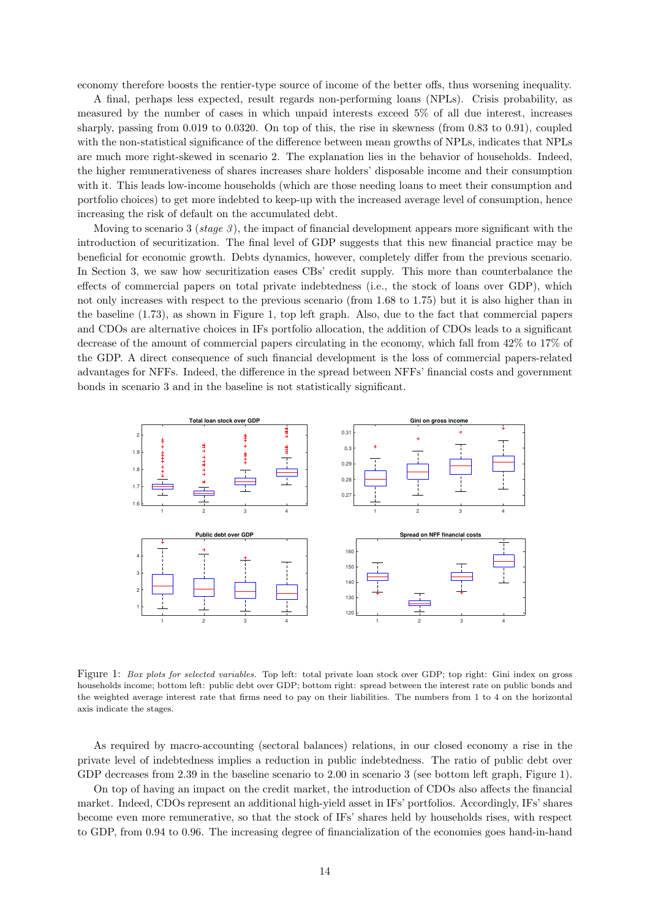economy therefore boosts the rentier-type source of income of the better offs, thus worsening inequality.

A final, perhaps less expected, result regards non-performing loans (NPLs). Crisis probability, as measured by the number of cases in which unpaid interests exceed 5% of all due interest, increases sharply, passing from 0.019 to 0.0320. On top of this, the rise in skewness (from 0.83 to 0.91), coupled with the non-statistical significance of the difference between mean growths of NPLs, indicates that NPLs are much more right-skewed in scenario 2. The explanation lies in the behavior of households. Indeed, the higher remunerativeness of shares increases share holders' disposable income and their consumption with it. This leads low-income households (which are those needing loans to meet their consumption and portfolio choices) to get more indebted to keep-up with the increased average level of consumption, hence increasing the risk of default on the accumulated debt.

Moving to scenario 3 (*stage 3*), the impact of financial development appears more significant with the introduction of securitization. The final level of GDP suggests that this new financial practice may be beneficial for economic growth. Debts dynamics, however, completely differ from the previous scenario. In Section 3, we saw how securitization eases CBs' credit supply. This more than counterbalance the effects of commercial papers on total private indebtedness (i.e., the stock of loans over GDP), which not only increases with respect to the previous scenario (from 1.68 to 1.75) but it is also higher than in the baseline (1.73), as shown in Figure 1, top left graph. Also, due to the fact that commercial papers and CDOs are alternative choices in IFs portfolio allocation, the addition of CDOs leads to a significant decrease of the amount of commercial papers circulating in the economy, which fall from 42% to 17% of the GDP. A direct consequence of such financial development is the loss of commercial papers-related advantages for NFFs. Indeed, the difference in the spread between NFFs' financial costs and government bonds in scenario 3 and in the baseline is not statistically significant.

Figure 1: *Box plots for selected variables.* Top left: total private loan stock over GDP; top right: Gini index on gross households income; bottom left: public debt over GDP; bottom right: spread between the interest rate on public bonds and the weighted average interest rate that firms need to pay on their liabilities. The numbers from 1 to 4 on the horizontal axis indicate the stages.

As required by macro-accounting (sectoral balances) relations, in our closed economy a rise in the private level of indebtedness implies a reduction in public indebtedness. The ratio of public debt over GDP decreases from 2.39 in the baseline scenario to 2.00 in scenario 3 (see bottom left graph, Figure 1).

On top of having an impact on the credit market, the introduction of CDOs also affects the financial market. Indeed, CDOs represent an additional high-yield asset in IFs' portfolios. Accordingly, IFs' shares become even more remunerative, so that the stock of IFs' shares held by households rises, with respect to GDP, from 0.94 to 0.96. The increasing degree of financialization of the economies goes hand-in-hand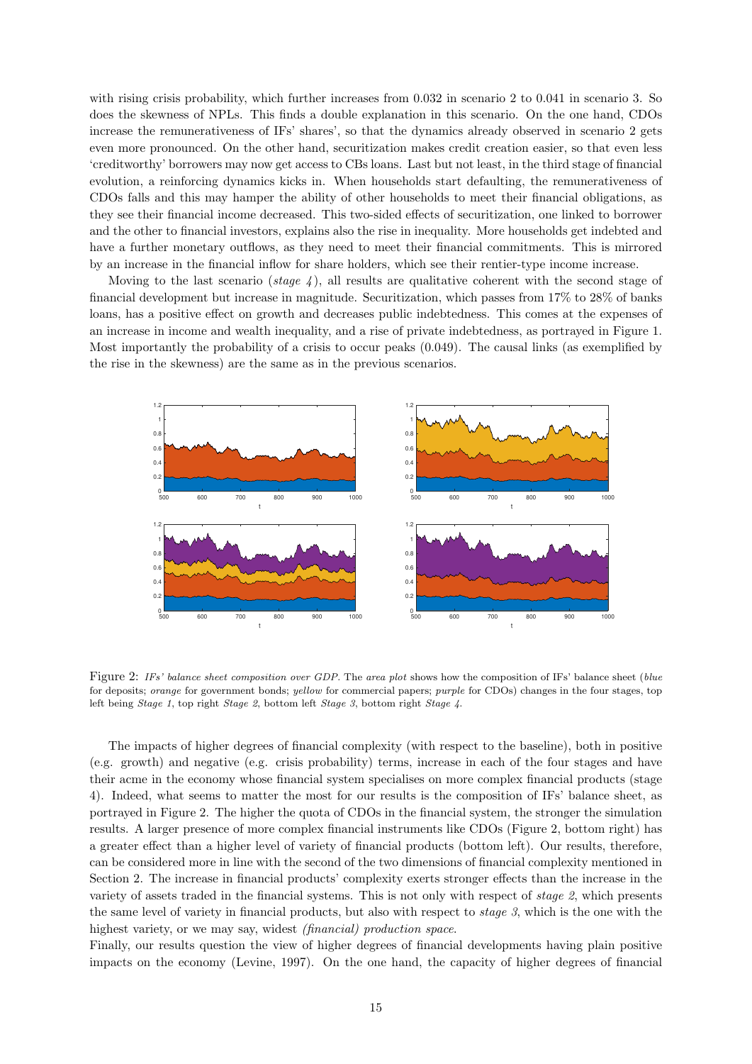with rising crisis probability, which further increases from 0.032 in scenario 2 to 0.041 in scenario 3. So does the skewness of NPLs. This finds a double explanation in this scenario. On the one hand, CDOs increase the remunerativeness of IFs' shares', so that the dynamics already observed in scenario 2 gets even more pronounced. On the other hand, securitization makes credit creation easier, so that even less 'creditworthy' borrowers may now get access to CBs loans. Last but not least, in the third stage of financial evolution, a reinforcing dynamics kicks in. When households start defaulting, the remunerativeness of CDOs falls and this may hamper the ability of other households to meet their financial obligations, as they see their financial income decreased. This two-sided effects of securitization, one linked to borrower and the other to financial investors, explains also the rise in inequality. More households get indebted and have a further monetary outflows, as they need to meet their financial commitments. This is mirrored by an increase in the financial inflow for share holders, which see their rentier-type income increase.

Moving to the last scenario (*stage 4*), all results are qualitative coherent with the second stage of financial development but increase in magnitude. Securitization, which passes from 17% to 28% of banks loans, has a positive effect on growth and decreases public indebtedness. This comes at the expenses of an increase in income and wealth inequality, and a rise of private indebtedness, as portrayed in Figure 1. Most importantly the probability of a crisis to occur peaks (0.049). The causal links (as exemplified by the rise in the skewness) are the same as in the previous scenarios.

Figure 2: *IFs' balance sheet composition over GDP.* The *area plot* shows how the composition of IFs' balance sheet (*blue* for deposits; *orange* for government bonds; *yellow* for commercial papers; *purple* for CDOs) changes in the four stages, top left being *Stage 1*, top right *Stage 2*, bottom left *Stage 3*, bottom right *Stage 4*.

The impacts of higher degrees of financial complexity (with respect to the baseline), both in positive (e.g. growth) and negative (e.g. crisis probability) terms, increase in each of the four stages and have their acme in the economy whose financial system specialises on more complex financial products (stage 4). Indeed, what seems to matter the most for our results is the composition of IFs' balance sheet, as portrayed in Figure 2. The higher the quota of CDOs in the financial system, the stronger the simulation results. A larger presence of more complex financial instruments like CDOs (Figure 2, bottom right) has a greater effect than a higher level of variety of financial products (bottom left). Our results, therefore, can be considered more in line with the second of the two dimensions of financial complexity mentioned in Section 2. The increase in financial products' complexity exerts stronger effects than the increase in the variety of assets traded in the financial systems. This is not only with respect of *stage 2*, which presents the same level of variety in financial products, but also with respect to *stage 3*, which is the one with the highest variety, or we may say, widest *(financial) production space*.

Finally, our results question the view of higher degrees of financial developments having plain positive impacts on the economy (Levine, 1997). On the one hand, the capacity of higher degrees of financial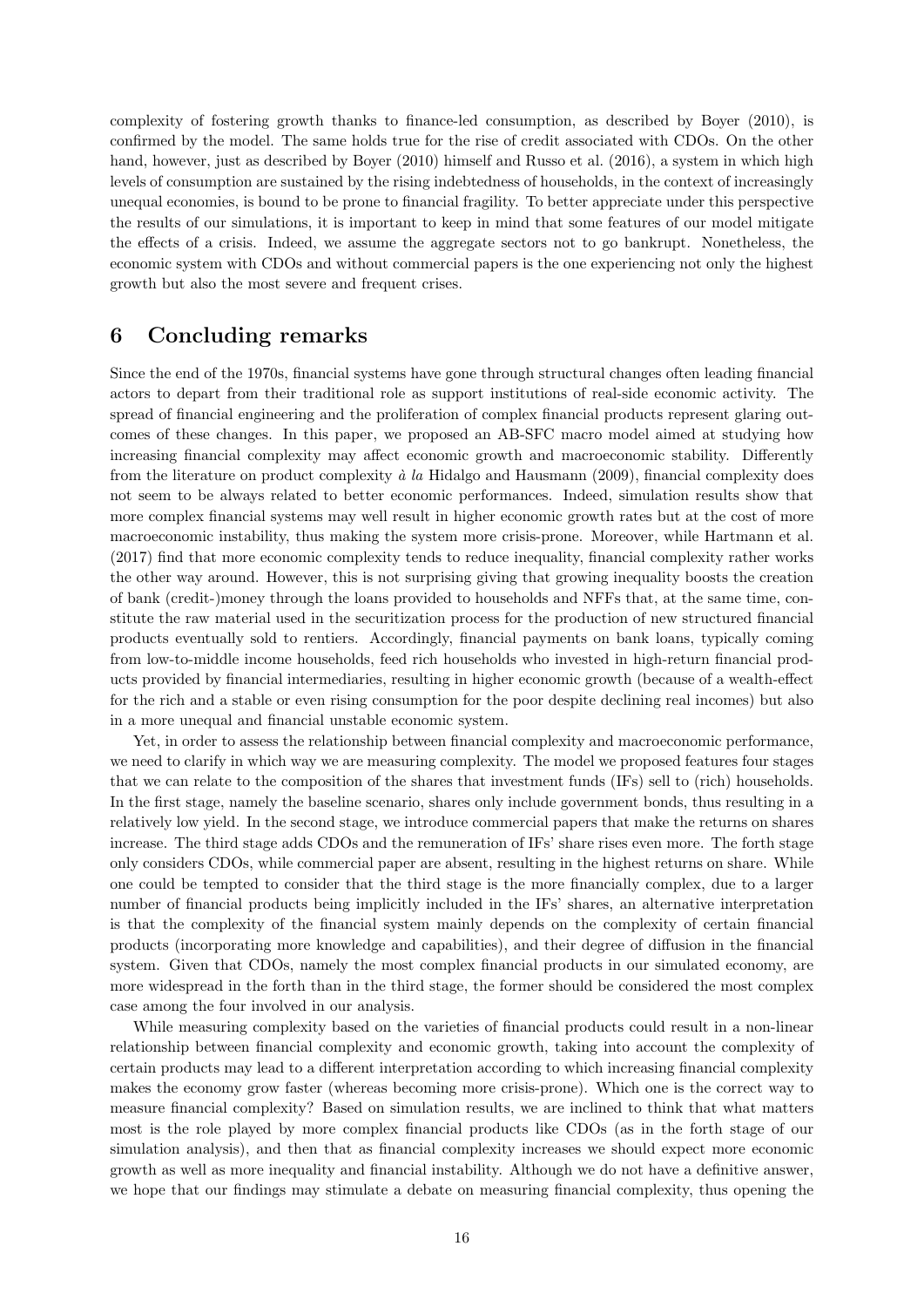complexity of fostering growth thanks to finance-led consumption, as described by Boyer (2010), is confirmed by the model. The same holds true for the rise of credit associated with CDOs. On the other hand, however, just as described by Boyer (2010) himself and Russo et al. (2016), a system in which high levels of consumption are sustained by the rising indebtedness of households, in the context of increasingly unequal economies, is bound to be prone to financial fragility. To better appreciate under this perspective the results of our simulations, it is important to keep in mind that some features of our model mitigate the effects of a crisis. Indeed, we assume the aggregate sectors not to go bankrupt. Nonetheless, the economic system with CDOs and without commercial papers is the one experiencing not only the highest growth but also the most severe and frequent crises.

## 6 Concluding remarks

Since the end of the 1970s, financial systems have gone through structural changes often leading financial actors to depart from their traditional role as support institutions of real-side economic activity. The spread of financial engineering and the proliferation of complex financial products represent glaring outcomes of these changes. In this paper, we proposed an AB-SFC macro model aimed at studying how increasing financial complexity may affect economic growth and macroeconomic stability. Differently from the literature on product complexity *à la* Hidalgo and Hausmann (2009), financial complexity does not seem to be always related to better economic performances. Indeed, simulation results show that more complex financial systems may well result in higher economic growth rates but at the cost of more macroeconomic instability, thus making the system more crisis-prone. Moreover, while Hartmann et al. (2017) find that more economic complexity tends to reduce inequality, financial complexity rather works the other way around. However, this is not surprising giving that growing inequality boosts the creation of bank (credit-)money through the loans provided to households and NFFs that, at the same time, constitute the raw material used in the securitization process for the production of new structured financial products eventually sold to rentiers. Accordingly, financial payments on bank loans, typically coming from low-to-middle income households, feed rich households who invested in high-return financial products provided by financial intermediaries, resulting in higher economic growth (because of a wealth-effect for the rich and a stable or even rising consumption for the poor despite declining real incomes) but also in a more unequal and financial unstable economic system.

Yet, in order to assess the relationship between financial complexity and macroeconomic performance, we need to clarify in which way we are measuring complexity. The model we proposed features four stages that we can relate to the composition of the shares that investment funds (IFs) sell to (rich) households. In the first stage, namely the baseline scenario, shares only include government bonds, thus resulting in a relatively low yield. In the second stage, we introduce commercial papers that make the returns on shares increase. The third stage adds CDOs and the remuneration of IFs' share rises even more. The forth stage only considers CDOs, while commercial paper are absent, resulting in the highest returns on share. While one could be tempted to consider that the third stage is the more financially complex, due to a larger number of financial products being implicitly included in the IFs' shares, an alternative interpretation is that the complexity of the financial system mainly depends on the complexity of certain financial products (incorporating more knowledge and capabilities), and their degree of diffusion in the financial system. Given that CDOs, namely the most complex financial products in our simulated economy, are more widespread in the forth than in the third stage, the former should be considered the most complex case among the four involved in our analysis.

While measuring complexity based on the varieties of financial products could result in a non-linear relationship between financial complexity and economic growth, taking into account the complexity of certain products may lead to a different interpretation according to which increasing financial complexity makes the economy grow faster (whereas becoming more crisis-prone). Which one is the correct way to measure financial complexity? Based on simulation results, we are inclined to think that what matters most is the role played by more complex financial products like CDOs (as in the forth stage of our simulation analysis), and then that as financial complexity increases we should expect more economic growth as well as more inequality and financial instability. Although we do not have a definitive answer, we hope that our findings may stimulate a debate on measuring financial complexity, thus opening the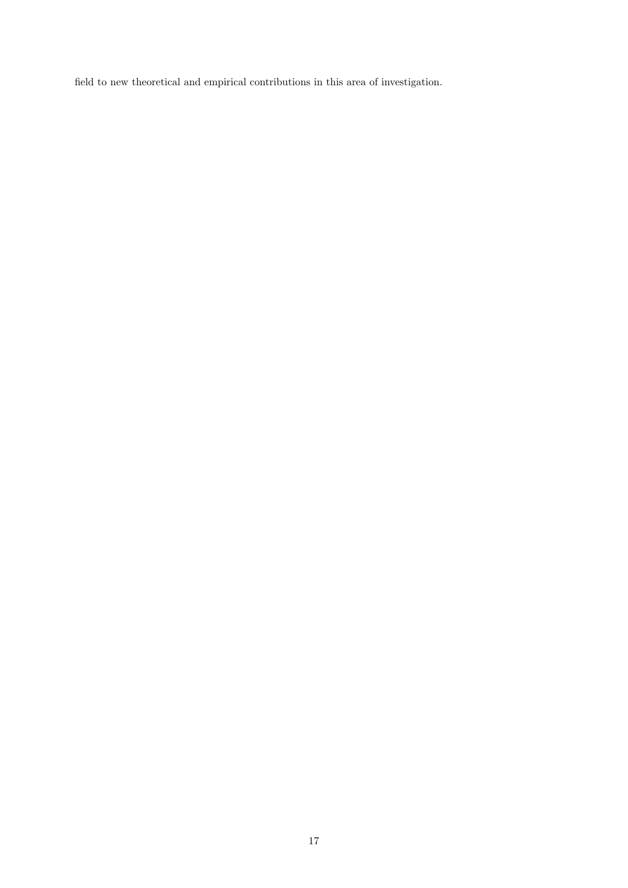field to new theoretical and empirical contributions in this area of investigation.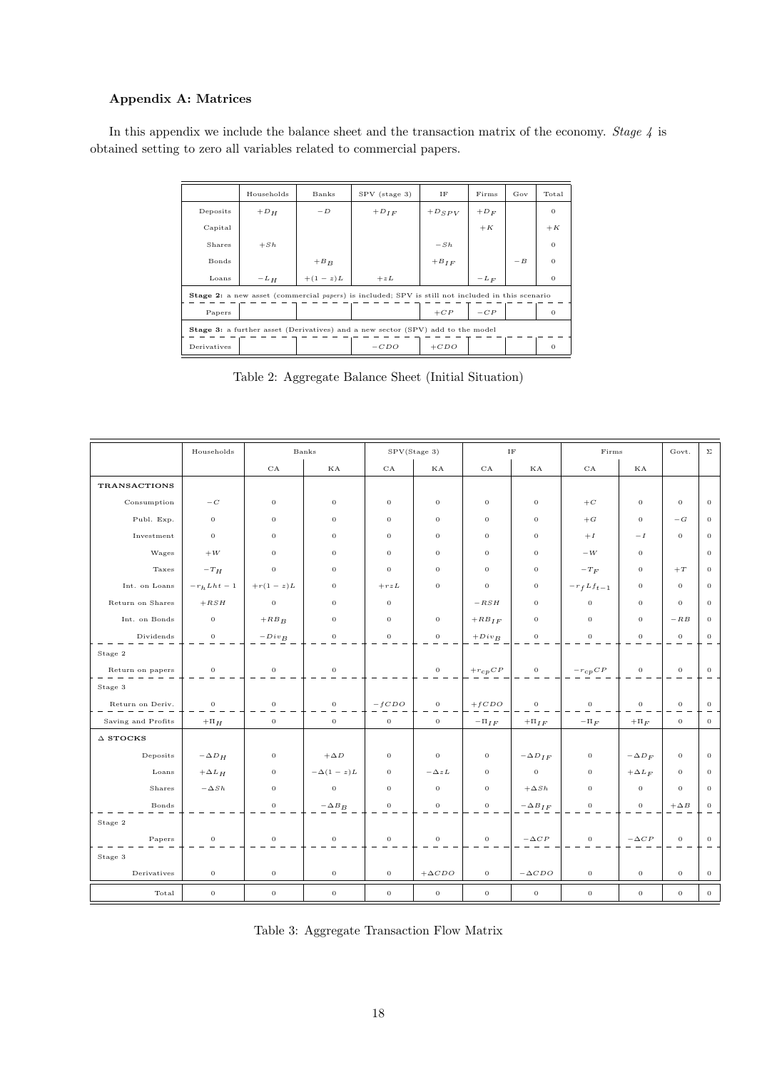### Appendix A: Matrices

In this appendix we include the balance sheet and the transaction matrix of the economy. *Stage 4* is obtained setting to zero all variables related to commercial papers.

| | Households | Banks | SPV (stage 3) | IF | Firms | Gov | Total |
|---|---|---|---|---|---|---|---|
| Deposits | $+D_H$ | $-D$ | $+D_{IF}$ | $+D_{SPV}$ | $+D_F$ | | 0 |
| Capital | | | | | $+K$ | | $+K$ |
| Shares | $+Sh$ | | | $-Sh$ | | | 0 |
| Bonds | | $+B_B$ | | $+B_{IF}$ | | $-B$ | 0 |
| Loans | $-L_H$ | $+(1-z)L$ | $+zL$ | | $-L_F$ | | 0 |
| **Stage 2:** a new asset (commercial *papers*) is included; SPV is still not included in this scenario | | | | | | | |
| Papers | | | | $+CP$ | $-CP$ | | 0 |
| **Stage 3:** a further asset (Derivatives) and a new sector (SPV) add to the model | | | | | | | |
| Derivatives | | | $-CDO$ | $+CDO$ | | | 0 |

Table 2: Aggregate Balance Sheet (Initial Situation)

| | Households | Banks | | SPV(Stage 3) | | IF | | Firms | | Govt. | Σ |
|---|---|---|---|---|---|---|---|---|---|---|---|
| | | CA | KA | CA | KA | CA | KA | CA | KA | | |
| **TRANSACTIONS** | | | | | | | | | | | |
| Consumption | $-C$ | 0 | 0 | 0 | 0 | 0 | 0 | $+C$ | 0 | 0 | 0 |
| Publ. Exp. | 0 | 0 | 0 | 0 | 0 | 0 | 0 | $+G$ | 0 | $-G$ | 0 |
| Investment | 0 | 0 | 0 | 0 | 0 | 0 | 0 | $+I$ | $-I$ | 0 | 0 |
| Wages | $+W$ | 0 | 0 | 0 | 0 | 0 | 0 | $-W$ | 0 | | 0 |
| Taxes | $-T_H$ | 0 | 0 | 0 | 0 | 0 | 0 | $-T_F$ | 0 | $+T$ | 0 |
| Int. on Loans | $-r_h Lht-1$ | $+r(1-z)L$ | 0 | $+rzL$ | 0 | 0 | 0 | $-r_f Lf_{t-1}$ | 0 | 0 | 0 |
| Return on Shares | $+RSH$ | 0 | 0 | 0 | | $-RSH$ | 0 | 0 | 0 | 0 | 0 |
| Int. on Bonds | 0 | $+RB_B$ | 0 | 0 | 0 | $+RB_{IF}$ | 0 | 0 | 0 | $-RB$ | 0 |
| Dividends | 0 | $-Div_B$ | 0 | 0 | 0 | $+Div_B$ | 0 | 0 | 0 | 0 | 0 |
| Stage 2 | | | | | | | | | | | |
| Return on papers | 0 | 0 | 0 | | 0 | $+r_{cp}CP$ | 0 | $-r_{cp}CP$ | 0 | 0 | 0 |
| Stage 3 | | | | | | | | | | | |
| Return on Deriv. | 0 | 0 | 0 | $-fCDO$ | 0 | $+fCDO$ | 0 | 0 | 0 | 0 | 0 |
| Saving and Profits | $+\Pi_H$ | 0 | 0 | 0 | 0 | $-\Pi_{IF}$ | $+\Pi_{IF}$ | $-\Pi_F$ | $+\Pi_F$ | 0 | 0 |
| **Δ STOCKS** | | | | | | | | | | | |
| Deposits | $-\Delta D_H$ | 0 | $+\Delta D$ | 0 | 0 | 0 | $-\Delta D_{IF}$ | 0 | $-\Delta D_F$ | 0 | 0 |
| Loans | $+\Delta L_H$ | 0 | $-\Delta(1-z)L$ | 0 | $-\Delta zL$ | 0 | 0 | 0 | $+\Delta L_F$ | 0 | 0 |
| Shares | $-\Delta Sh$ | 0 | 0 | 0 | 0 | 0 | $+\Delta Sh$ | 0 | 0 | 0 | 0 |
| Bonds | | 0 | $-\Delta B_B$ | 0 | 0 | 0 | $-\Delta B_{IF}$ | 0 | 0 | $+\Delta B$ | 0 |
| Stage 2 | | | | | | | | | | | |
| Papers | 0 | 0 | 0 | 0 | 0 | 0 | $-\Delta CP$ | 0 | $-\Delta CP$ | 0 | 0 |
| Stage 3 | | | | | | | | | | | |
| Derivatives | 0 | 0 | 0 | 0 | $+\Delta CDO$ | 0 | $-\Delta CDO$ | 0 | 0 | 0 | 0 |
| Total | 0 | 0 | 0 | 0 | 0 | 0 | 0 | 0 | 0 | 0 | 0 |

Table 3: Aggregate Transaction Flow Matrix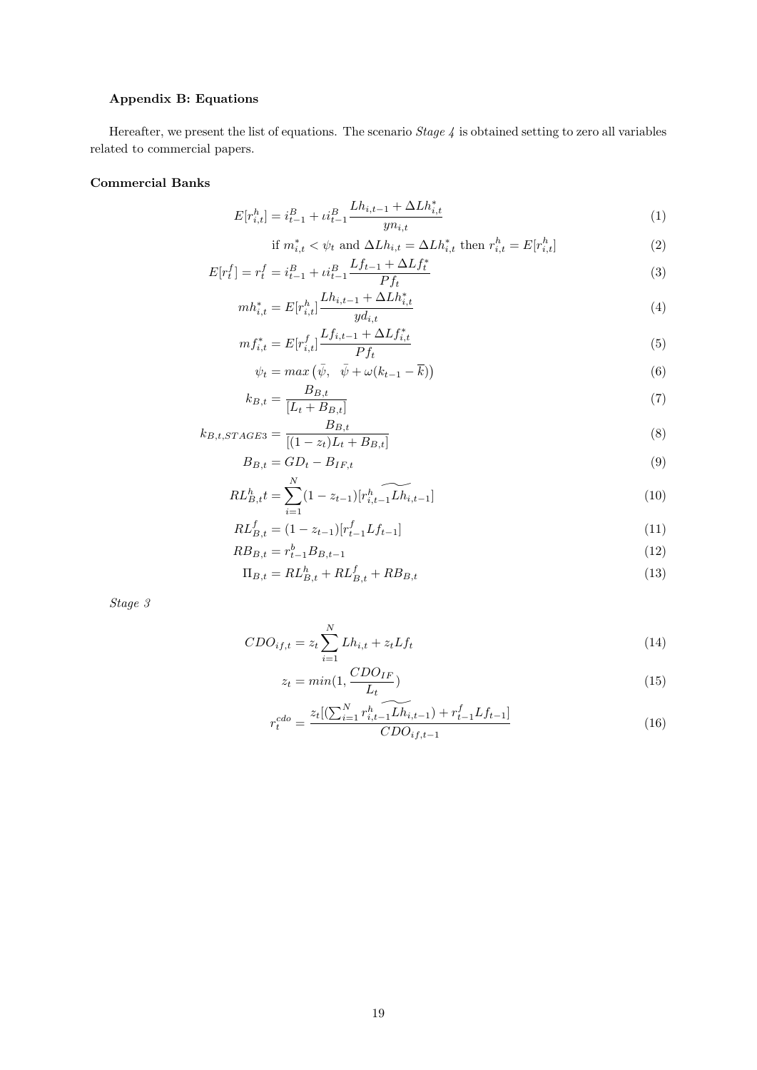### Appendix B: Equations

Hereafter, we present the list of equations. The scenario *Stage 4* is obtained setting to zero all variables related to commercial papers.

#### Commercial Banks

$$E[r^h_{i,t}] = i^B_{t-1} + \iota i^B_{t-1} \frac{Lh_{i,t-1} + \Delta Lh^*_{i,t}}{yn_{i,t}} \tag{1}$$

$$\text{if } m^*_{i,t} < \psi_t \text{ and } \Delta Lh_{i,t} = \Delta Lh^*_{i,t} \text{ then } r^h_{i,t} = E[r^h_{i,t}] \tag{2}$$

$$E[r^f_t] = r^f_t = i^B_{t-1} + \iota i^B_{t-1} \frac{Lf_{t-1} + \Delta Lf^*_t}{Pf_t} \tag{3}$$

$$mh^*_{i,t} = E[r^h_{i,t}] \frac{Lh_{i,t-1} + \Delta Lh^*_{i,t}}{yd_{i,t}} \tag{4}$$

$$mf^*_{i,t} = E[r^f_{i,t}] \frac{Lf_{i,t-1} + \Delta Lf^*_{i,t}}{Pf_t} \tag{5}$$

$$\psi_t = max\left(\bar{\psi}, \quad \bar{\psi} + \omega(k_{t-1} - \overline{k})\right) \tag{6}$$

$$k_{B,t} = \frac{B_{B,t}}{[L_t + B_{B,t}]} \tag{7}$$

$$k_{B,t,STAGE3} = \frac{B_{B,t}}{[(1-z_t)L_t + B_{B,t}]} \tag{8}$$

$$B_{B,t} = GD_t - B_{IF,t} \tag{9}$$

$$RL^h_{B,t}t = \sum_{i=1}^{N} (1 - z_{t-1})[r^h_{i,t-1}\widetilde{Lh_{i,t-1}}] \tag{10}$$

$$RL^f_{B,t} = (1 - z_{t-1})[r^f_{t-1} Lf_{t-1}] \tag{11}$$

$$RB_{B,t} = r^b_{t-1} B_{B,t-1} \tag{12}$$

$$\Pi_{B,t} = RL^h_{B,t} + RL^f_{B,t} + RB_{B,t} \tag{13}$$

*Stage 3*

$$CDO_{if,t} = z_t \sum_{i=1}^{N} Lh_{i,t} + z_t Lf_t \tag{14}$$

$$z_t = min(1, \frac{CDO_{IF}}{L_t}) \tag{15}$$

$$r^{cdo}_t = \frac{z_t[(\sum_{i=1}^{N} r^h_{i,t-1}\widetilde{Lh_{i,t-1}}) + r^f_{t-1} Lf_{t-1}]}{CDO_{if,t-1}} \tag{16}$$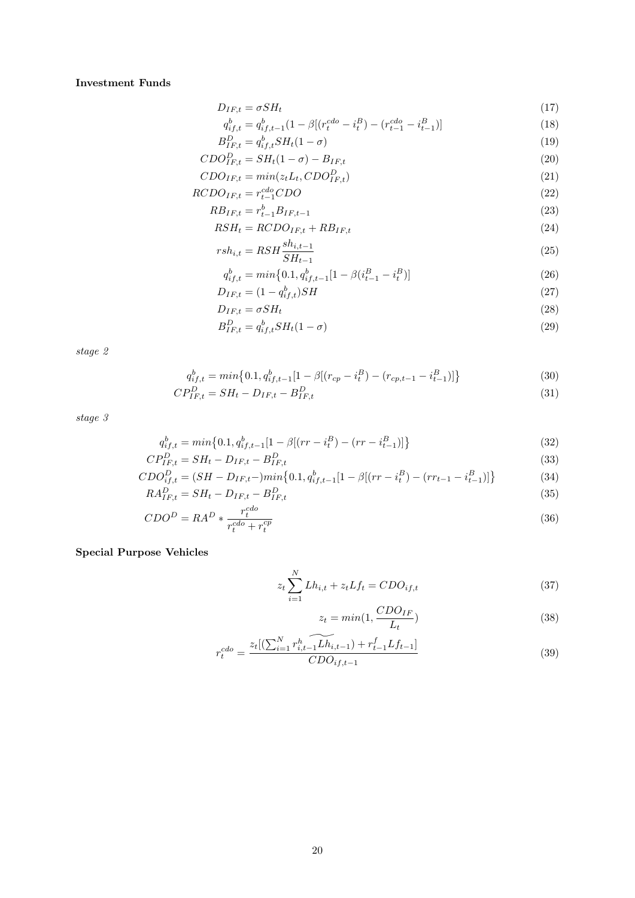**Investment Funds**

$$D_{IF,t} = \sigma SH_t \tag{17}$$

$$q^b_{if,t} = q^b_{if,t-1}(1 - \beta[(r^{cdo}_t - i^B_t) - (r^{cdo}_{t-1} - i^B_{t-1})] \tag{18}$$

$$B^D_{IF,t} = q^b_{if,t} SH_t(1 - \sigma) \tag{19}$$

$$CDO^D_{IF,t} = SH_t(1 - \sigma) - B_{IF,t} \tag{20}$$

$$CDO_{IF,t} = min(z_t L_t, CDO^D_{IF,t}) \tag{21}$$

$$RCDO_{IF,t} = r^{cdo}_{t-1} CDO \tag{22}$$

$$RB_{IF,t} = r^b_{t-1} B_{IF,t-1} \tag{23}$$

$$RSH_t = RCDO_{IF,t} + RB_{IF,t} \tag{24}$$

$$rsh_{i,t} = RSH \frac{sh_{i,t-1}}{SH_{t-1}} \tag{25}$$

$$q^b_{if,t} = min\{0.1, q^b_{if,t-1}[1 - \beta(i^B_{t-1} - i^B_t)] \tag{26}$$

$$D_{IF,t} = (1 - q^b_{if,t})SH \tag{27}$$

$$D_{IF,t} = \sigma SH_t \tag{28}$$

$$B^D_{IF,t} = q^b_{if,t} SH_t(1 - \sigma) \tag{29}$$

*stage 2*

$$q^b_{if,t} = min\{0.1, q^b_{if,t-1}[1 - \beta[(r_{cp} - i^B_t) - (r_{cp,t-1} - i^B_{t-1})]\} \tag{30}$$

$$CP^D_{IF,t} = SH_t - D_{IF,t} - B^D_{IF,t} \tag{31}$$

*stage 3*

$$q^b_{if,t} = min\{0.1, q^b_{if,t-1}[1 - \beta[(rr - i^B_t) - (rr - i^B_{t-1})]\} \tag{32}$$

$$CP^D_{IF,t} = SH_t - D_{IF,t} - B^D_{IF,t} \tag{33}$$

$$CDO^D_{if,t} = (SH - D_{IF,t} -)min\{0.1, q^b_{if,t-1}[1 - \beta[(rr - i^B_t) - (rr_{t-1} - i^B_{t-1})]\} \tag{34}$$

$$RA^D_{IF,t} = SH_t - D_{IF,t} - B^D_{IF,t} \tag{35}$$

$$CDO^D = RA^D * \frac{r^{cdo}_t}{r^{cdo}_t + r^{cp}_t} \tag{36}$$

**Special Purpose Vehicles**

$$z_t \sum_{i=1}^{N} Lh_{i,t} + z_t Lf_t = CDO_{if,t} \tag{37}$$

$$z_t = min(1, \frac{CDO_{IF}}{L_t}) \tag{38}$$

$$r^{cdo}_t = \frac{z_t[(\sum_{i=1}^{N} r^h_{i,t-1} \widetilde{Lh_{i,t-1}}) + r^f_{t-1} Lf_{t-1}]}{CDO_{if,t-1}} \tag{39}$$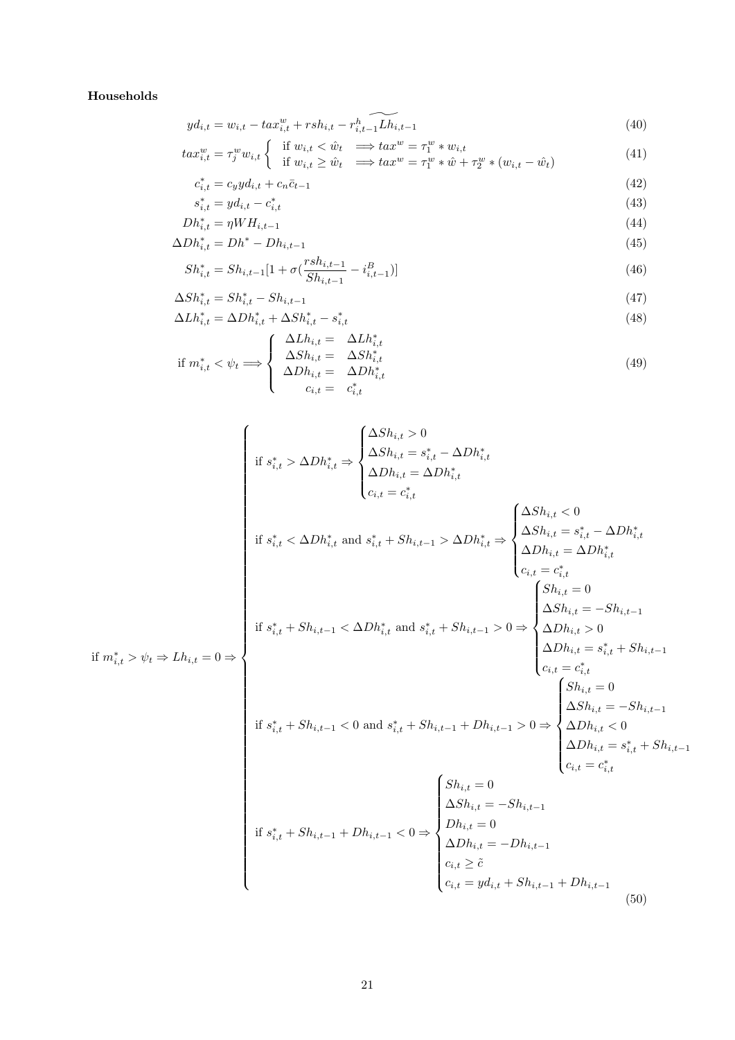**Households**

$$yd_{i,t} = w_{i,t} - tax^w_{i,t} + rsh_{i,t} - r^h_{i,t-1}\widetilde{Lh_{i,t-1}} \tag{40}$$

$$tax^w_{i,t} = \tau^w_j w_{i,t} \begin{cases} \text{if } w_{i,t} < \hat{w}_t & \Longrightarrow tax^w = \tau^w_1 * w_{i,t} \\ \text{if } w_{i,t} \geq \hat{w}_t & \Longrightarrow tax^w = \tau^w_1 * \hat{w} + \tau^w_2 * (w_{i,t} - \hat{w}_t) \end{cases} \tag{41}$$

$$c^*_{i,t} = c_y yd_{i,t} + c_n \bar{c}_{t-1} \tag{42}$$

$$s^*_{i,t} = yd_{i,t} - c^*_{i,t} \tag{43}$$

$$Dh^*_{i,t} = \eta WH_{i,t-1} \tag{44}$$

$$\Delta Dh^*_{i,t} = Dh^* - Dh_{i,t-1} \tag{45}$$

$$Sh^*_{i,t} = Sh_{i,t-1}[1 + \sigma(\frac{rsh_{i,t-1}}{Sh_{i,t-1}} - i^B_{i,t-1})] \tag{46}$$

$$\Delta Sh^*_{i,t} = Sh^*_{i,t} - Sh_{i,t-1} \tag{47}$$

$$\Delta Lh^*_{i,t} = \Delta Dh^*_{i,t} + \Delta Sh^*_{i,t} - s^*_{i,t} \tag{48}$$

$$\text{if } m^*_{i,t} < \psi_t \Longrightarrow \begin{cases} \Delta Lh_{i,t} = & \Delta Lh^*_{i,t} \\ \Delta Sh_{i,t} = & \Delta Sh^*_{i,t} \\ \Delta Dh_{i,t} = & \Delta Dh^*_{i,t} \\ c_{i,t} = & c^*_{i,t} \end{cases} \tag{49}$$

$$\text{if } m^*_{i,t} > \psi_t \Rightarrow Lh_{i,t} = 0 \Rightarrow \begin{cases} \text{if } s^*_{i,t} > \Delta Dh^*_{i,t} \Rightarrow \begin{cases} \Delta Sh_{i,t} > 0 \\ \Delta Sh_{i,t} = s^*_{i,t} - \Delta Dh^*_{i,t} \\ \Delta Dh_{i,t} = \Delta Dh^*_{i,t} \\ c_{i,t} = c^*_{i,t} \end{cases} \\ \text{if } s^*_{i,t} < \Delta Dh^*_{i,t} \text{ and } s^*_{i,t} + Sh_{i,t-1} > \Delta Dh^*_{i,t} \Rightarrow \begin{cases} \Delta Sh_{i,t} < 0 \\ \Delta Sh_{i,t} = s^*_{i,t} - \Delta Dh^*_{i,t} \\ \Delta Dh_{i,t} = \Delta Dh^*_{i,t} \\ c_{i,t} = c^*_{i,t} \end{cases} \\ \text{if } s^*_{i,t} + Sh_{i,t-1} < \Delta Dh^*_{i,t} \text{ and } s^*_{i,t} + Sh_{i,t-1} > 0 \Rightarrow \begin{cases} Sh_{i,t} = 0 \\ \Delta Sh_{i,t} = -Sh_{i,t-1} \\ \Delta Dh_{i,t} > 0 \\ \Delta Dh_{i,t} = s^*_{i,t} + Sh_{i,t-1} \\ c_{i,t} = c^*_{i,t} \end{cases} \\ \text{if } s^*_{i,t} + Sh_{i,t-1} < 0 \text{ and } s^*_{i,t} + Sh_{i,t-1} + Dh_{i,t-1} > 0 \Rightarrow \begin{cases} Sh_{i,t} = 0 \\ \Delta Sh_{i,t} = -Sh_{i,t-1} \\ \Delta Dh_{i,t} < 0 \\ \Delta Dh_{i,t} = s^*_{i,t} + Sh_{i,t-1} \\ c_{i,t} = c^*_{i,t} \end{cases} \\ \text{if } s^*_{i,t} + Sh_{i,t-1} + Dh_{i,t-1} < 0 \Rightarrow \begin{cases} Sh_{i,t} = 0 \\ \Delta Sh_{i,t} = -Sh_{i,t-1} \\ Dh_{i,t} = 0 \\ \Delta Dh_{i,t} = -Dh_{i,t-1} \\ c_{i,t} \geq \tilde{c} \\ c_{i,t} = yd_{i,t} + Sh_{i,t-1} + Dh_{i,t-1} \end{cases} \end{cases} \tag{50}$$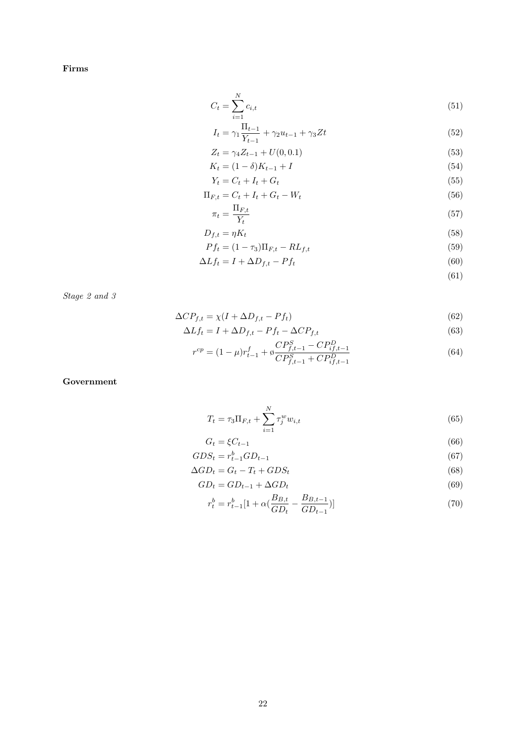**Firms**

$$C_t = \sum_{i=1}^{N} c_{i,t} \tag{51}$$

$$I_t = \gamma_1 \frac{\Pi_{t-1}}{Y_{t-1}} + \gamma_2 u_{t-1} + \gamma_3 Zt \tag{52}$$

$$Z_t = \gamma_4 Z_{t-1} + U(0, 0.1) \tag{53}$$

$$K_t = (1-\delta)K_{t-1} + I \tag{54}$$

$$Y_t = C_t + I_t + G_t \tag{55}$$

$$\Pi_{F,t} = C_t + I_t + G_t - W_t \tag{56}$$

$$\pi_t = \frac{\Pi_{F,t}}{Y_t} \tag{57}$$

$$D_{f,t} = \eta K_t \tag{58}$$

$$Pf_t = (1-\tau_3)\Pi_{F,t} - RL_{f,t} \tag{59}$$

$$\Delta Lf_t = I + \Delta D_{f,t} - Pf_t \tag{60}$$

$$\tag{61}$$

*Stage 2 and 3*

$$\Delta CP_{f,t} = \chi(I + \Delta D_{f,t} - Pf_t) \tag{62}$$

$$\Delta Lf_t = I + \Delta D_{f,t} - Pf_t - \Delta CP_{f,t} \tag{63}$$

$$r^{cp} = (1-\mu)r^{f}_{t-1} + \o \frac{CP^{S}_{f,t-1} - CP^{D}_{if,t-1}}{CP^{S}_{f,t-1} + CP^{D}_{if,t-1}} \tag{64}$$

**Government**

$$T_t = \tau_3 \Pi_{F,t} + \sum_{i=1}^{N} \tau^{w}_{j} w_{i,t} \tag{65}$$

$$G_t = \xi C_{t-1} \tag{66}$$

$$GDS_t = r^{b}_{t-1} GD_{t-1} \tag{67}$$

$$\Delta GD_t = G_t - T_t + GDS_t \tag{68}$$

$$GD_t = GD_{t-1} + \Delta GD_t \tag{69}$$

$$r^{b}_{t} = r^{b}_{t-1}[1 + \alpha(\frac{B_{B,t}}{GD_t} - \frac{B_{B,t-1}}{GD_{t-1}})] \tag{70}$$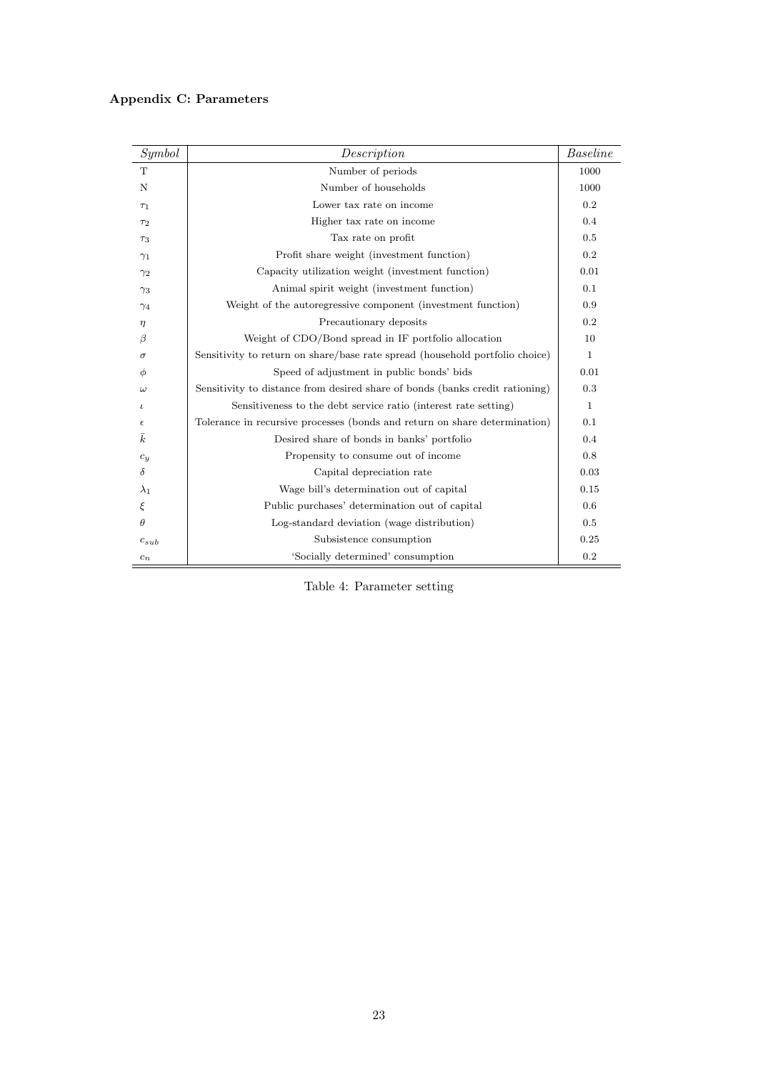**Appendix C: Parameters**

| *Symbol* | *Description* | *Baseline* |
|---|---|---|
| T | Number of periods | 1000 |
| N | Number of households | 1000 |
| $\tau_1$ | Lower tax rate on income | 0.2 |
| $\tau_2$ | Higher tax rate on income | 0.4 |
| $\tau_3$ | Tax rate on profit | 0.5 |
| $\gamma_1$ | Profit share weight (investment function) | 0.2 |
| $\gamma_2$ | Capacity utilization weight (investment function) | 0.01 |
| $\gamma_3$ | Animal spirit weight (investment function) | 0.1 |
| $\gamma_4$ | Weight of the autoregressive component (investment function) | 0.9 |
| $\eta$ | Precautionary deposits | 0.2 |
| $\beta$ | Weight of CDO/Bond spread in IF portfolio allocation | 10 |
| $\sigma$ | Sensitivity to return on share/base rate spread (household portfolio choice) | 1 |
| $\phi$ | Speed of adjustment in public bonds' bids | 0.01 |
| $\omega$ | Sensitivity to distance from desired share of bonds (banks credit rationing) | 0.3 |
| $\iota$ | Sensitiveness to the debt service ratio (interest rate setting) | 1 |
| $\epsilon$ | Tolerance in recursive processes (bonds and return on share determination) | 0.1 |
| $\bar{k}$ | Desired share of bonds in banks' portfolio | 0.4 |
| $c_y$ | Propensity to consume out of income | 0.8 |
| $\delta$ | Capital depreciation rate | 0.03 |
| $\lambda_1$ | Wage bill's determination out of capital | 0.15 |
| $\xi$ | Public purchases' determination out of capital | 0.6 |
| $\theta$ | Log-standard deviation (wage distribution) | 0.5 |
| $c_{sub}$ | Subsistence consumption | 0.25 |
| $c_n$ | 'Socially determined' consumption | 0.2 |

Table 4: Parameter setting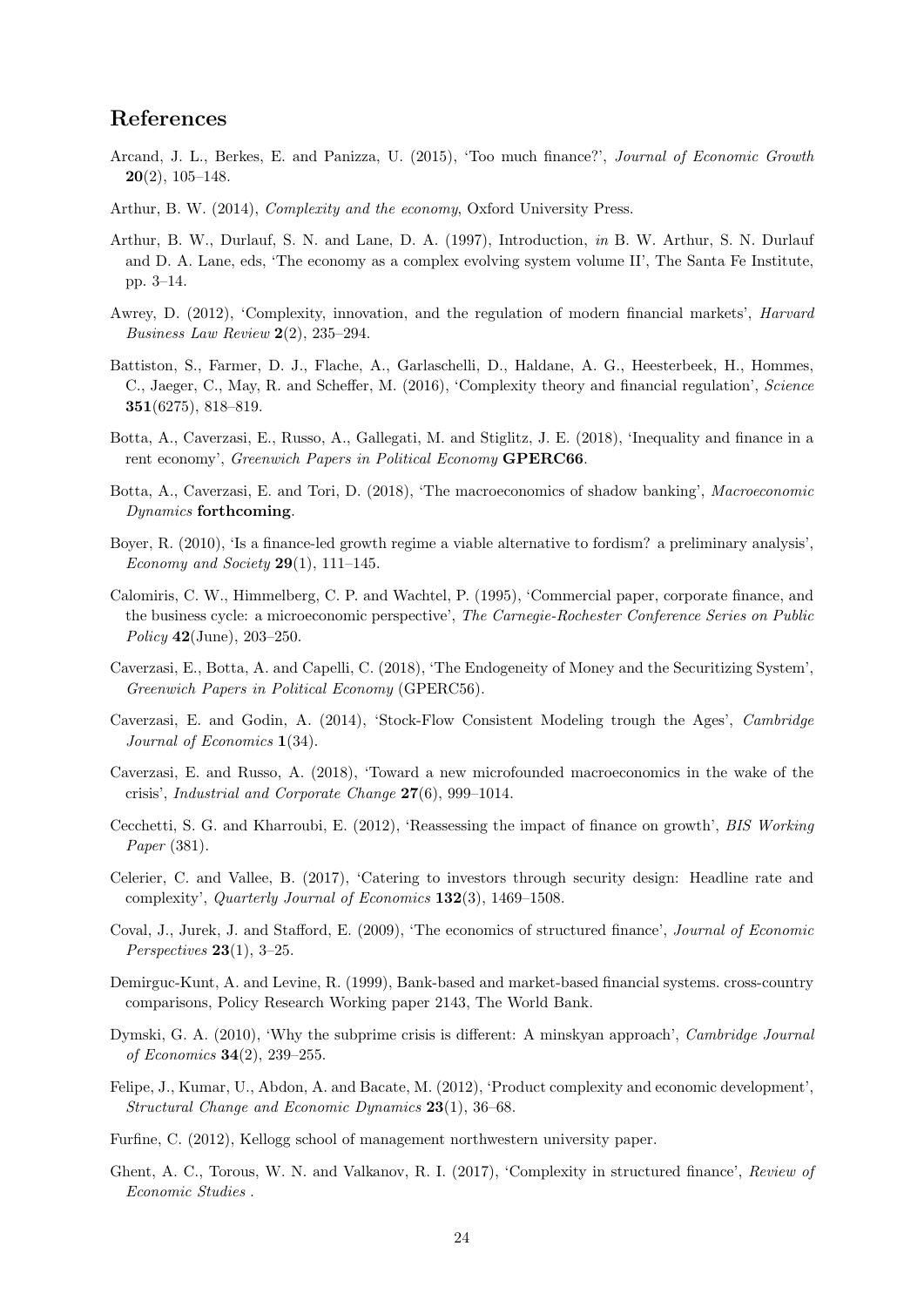## References

Arcand, J. L., Berkes, E. and Panizza, U. (2015), 'Too much finance?', *Journal of Economic Growth* **20**(2), 105–148.

Arthur, B. W. (2014), *Complexity and the economy*, Oxford University Press.

Arthur, B. W., Durlauf, S. N. and Lane, D. A. (1997), Introduction, *in* B. W. Arthur, S. N. Durlauf and D. A. Lane, eds, 'The economy as a complex evolving system volume II', The Santa Fe Institute, pp. 3–14.

Awrey, D. (2012), 'Complexity, innovation, and the regulation of modern financial markets', *Harvard Business Law Review* **2**(2), 235–294.

Battiston, S., Farmer, D. J., Flache, A., Garlaschelli, D., Haldane, A. G., Heesterbeek, H., Hommes, C., Jaeger, C., May, R. and Scheffer, M. (2016), 'Complexity theory and financial regulation', *Science* **351**(6275), 818–819.

Botta, A., Caverzasi, E., Russo, A., Gallegati, M. and Stiglitz, J. E. (2018), 'Inequality and finance in a rent economy', *Greenwich Papers in Political Economy* **GPERC66**.

Botta, A., Caverzasi, E. and Tori, D. (2018), 'The macroeconomics of shadow banking', *Macroeconomic Dynamics* **forthcoming**.

Boyer, R. (2010), 'Is a finance-led growth regime a viable alternative to fordism? a preliminary analysis', *Economy and Society* **29**(1), 111–145.

Calomiris, C. W., Himmelberg, C. P. and Wachtel, P. (1995), 'Commercial paper, corporate finance, and the business cycle: a microeconomic perspective', *The Carnegie-Rochester Conference Series on Public Policy* **42**(June), 203–250.

Caverzasi, E., Botta, A. and Capelli, C. (2018), 'The Endogeneity of Money and the Securitizing System', *Greenwich Papers in Political Economy* (GPERC56).

Caverzasi, E. and Godin, A. (2014), 'Stock-Flow Consistent Modeling trough the Ages', *Cambridge Journal of Economics* **1**(34).

Caverzasi, E. and Russo, A. (2018), 'Toward a new microfounded macroeconomics in the wake of the crisis', *Industrial and Corporate Change* **27**(6), 999–1014.

Cecchetti, S. G. and Kharroubi, E. (2012), 'Reassessing the impact of finance on growth', *BIS Working Paper* (381).

Celerier, C. and Vallee, B. (2017), 'Catering to investors through security design: Headline rate and complexity', *Quarterly Journal of Economics* **132**(3), 1469–1508.

Coval, J., Jurek, J. and Stafford, E. (2009), 'The economics of structured finance', *Journal of Economic Perspectives* **23**(1), 3–25.

Demirguc-Kunt, A. and Levine, R. (1999), Bank-based and market-based financial systems. cross-country comparisons, Policy Research Working paper 2143, The World Bank.

Dymski, G. A. (2010), 'Why the subprime crisis is different: A minskyan approach', *Cambridge Journal of Economics* **34**(2), 239–255.

Felipe, J., Kumar, U., Abdon, A. and Bacate, M. (2012), 'Product complexity and economic development', *Structural Change and Economic Dynamics* **23**(1), 36–68.

Furfine, C. (2012), Kellogg school of management northwestern university paper.

Ghent, A. C., Torous, W. N. and Valkanov, R. I. (2017), 'Complexity in structured finance', *Review of Economic Studies* .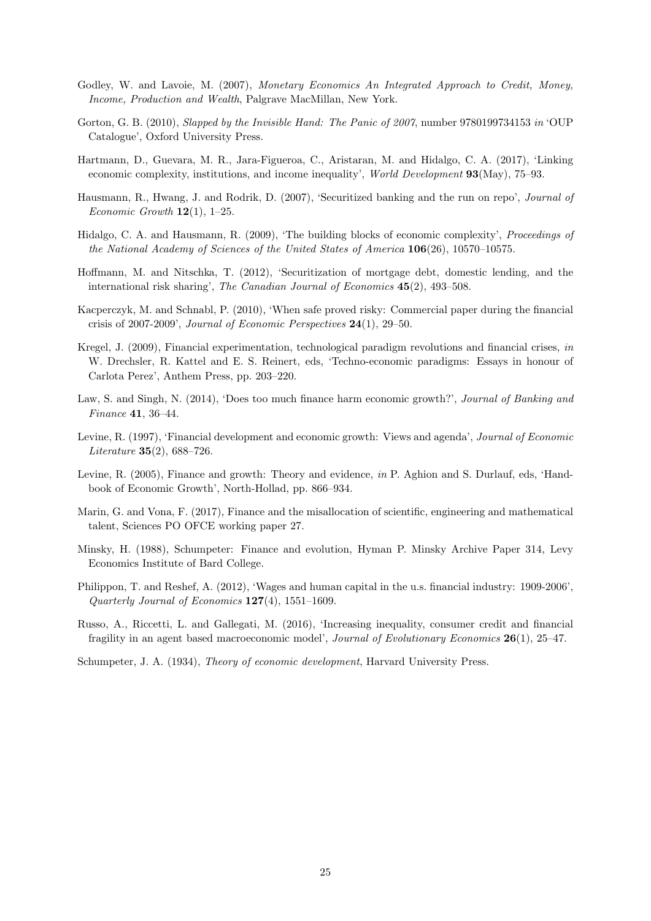Godley, W. and Lavoie, M. (2007), *Monetary Economics An Integrated Approach to Credit, Money, Income, Production and Wealth*, Palgrave MacMillan, New York.

Gorton, G. B. (2010), *Slapped by the Invisible Hand: The Panic of 2007*, number 9780199734153 *in* 'OUP Catalogue', Oxford University Press.

Hartmann, D., Guevara, M. R., Jara-Figueroa, C., Aristaran, M. and Hidalgo, C. A. (2017), 'Linking economic complexity, institutions, and income inequality', *World Development* **93**(May), 75–93.

Hausmann, R., Hwang, J. and Rodrik, D. (2007), 'Securitized banking and the run on repo', *Journal of Economic Growth* **12**(1), 1–25.

Hidalgo, C. A. and Hausmann, R. (2009), 'The building blocks of economic complexity', *Proceedings of the National Academy of Sciences of the United States of America* **106**(26), 10570–10575.

Hoffmann, M. and Nitschka, T. (2012), 'Securitization of mortgage debt, domestic lending, and the international risk sharing', *The Canadian Journal of Economics* **45**(2), 493–508.

Kacperczyk, M. and Schnabl, P. (2010), 'When safe proved risky: Commercial paper during the financial crisis of 2007-2009', *Journal of Economic Perspectives* **24**(1), 29–50.

Kregel, J. (2009), Financial experimentation, technological paradigm revolutions and financial crises, *in* W. Drechsler, R. Kattel and E. S. Reinert, eds, 'Techno-economic paradigms: Essays in honour of Carlota Perez', Anthem Press, pp. 203–220.

Law, S. and Singh, N. (2014), 'Does too much finance harm economic growth?', *Journal of Banking and Finance* **41**, 36–44.

Levine, R. (1997), 'Financial development and economic growth: Views and agenda', *Journal of Economic Literature* **35**(2), 688–726.

Levine, R. (2005), Finance and growth: Theory and evidence, *in* P. Aghion and S. Durlauf, eds, 'Handbook of Economic Growth', North-Hollad, pp. 866–934.

Marin, G. and Vona, F. (2017), Finance and the misallocation of scientific, engineering and mathematical talent, Sciences PO OFCE working paper 27.

Minsky, H. (1988), Schumpeter: Finance and evolution, Hyman P. Minsky Archive Paper 314, Levy Economics Institute of Bard College.

Philippon, T. and Reshef, A. (2012), 'Wages and human capital in the u.s. financial industry: 1909-2006', *Quarterly Journal of Economics* **127**(4), 1551–1609.

Russo, A., Riccetti, L. and Gallegati, M. (2016), 'Increasing inequality, consumer credit and financial fragility in an agent based macroeconomic model', *Journal of Evolutionary Economics* **26**(1), 25–47.

Schumpeter, J. A. (1934), *Theory of economic development*, Harvard University Press.